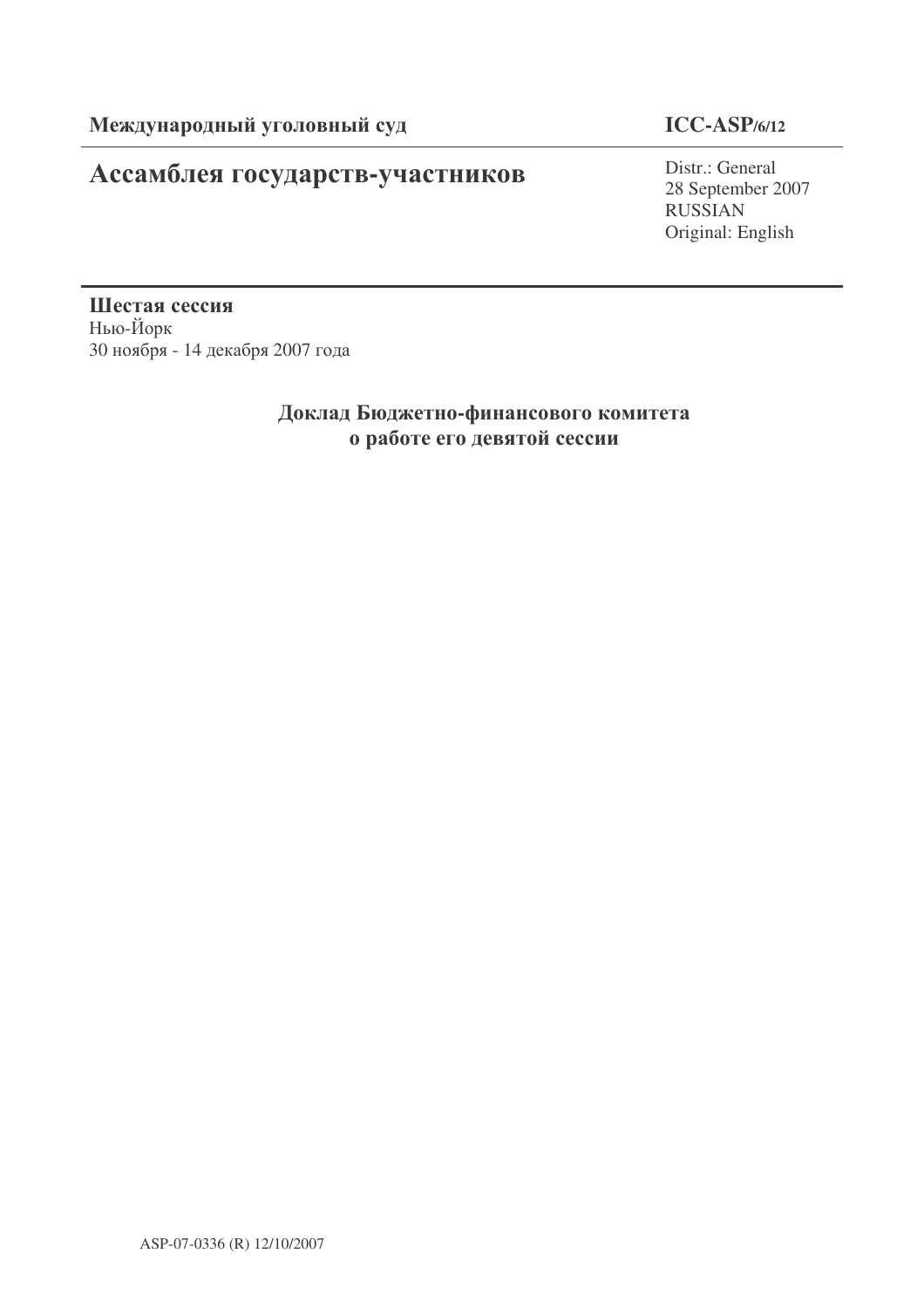**Международный уголовный суд** | **ICC-ASP/6/12**

# Ассамблея государств-участников

Distr.: General
28 September 2007
RUSSIAN
Original: English

**Шестая сессия**
Нью-Йорк
30 ноября - 14 декабря 2007 года

## Доклад Бюджетно-финансового комитета о работе его девятой сессии

ASP-07-0336 (R) 12/10/2007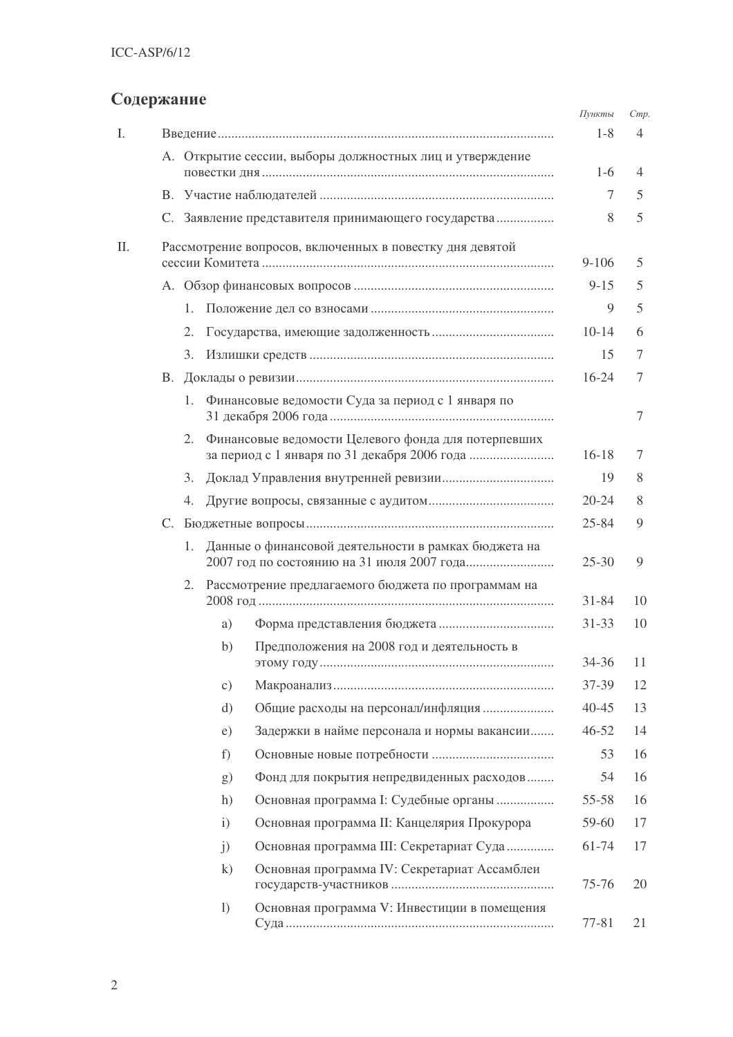## Содержание

| | | *Пункты* | *Стр.* |
|---|---|---|---|
| I. | Введение | 1-8 | 4 |
| | A. Открытие сессии, выборы должностных лиц и утверждение повестки дня | 1-6 | 4 |
| | B. Участие наблюдателей | 7 | 5 |
| | C. Заявление представителя принимающего государства | 8 | 5 |
| II. | Рассмотрение вопросов, включенных в повестку дня девятой сессии Комитета | 9-106 | 5 |
| | A. Обзор финансовых вопросов | 9-15 | 5 |
| | 1. Положение дел со взносами | 9 | 5 |
| | 2. Государства, имеющие задолженность | 10-14 | 6 |
| | 3. Излишки средств | 15 | 7 |
| | B. Доклады о ревизии | 16-24 | 7 |
| | 1. Финансовые ведомости Суда за период с 1 января по 31 декабря 2006 года | | 7 |
| | 2. Финансовые ведомости Целевого фонда для потерпевших за период с 1 января по 31 декабря 2006 года | 16-18 | 7 |
| | 3. Доклад Управления внутренней ревизии | 19 | 8 |
| | 4. Другие вопросы, связанные с аудитом | 20-24 | 8 |
| | C. Бюджетные вопросы | 25-84 | 9 |
| | 1. Данные о финансовой деятельности в рамках бюджета на 2007 год по состоянию на 31 июля 2007 года | 25-30 | 9 |
| | 2. Рассмотрение предлагаемого бюджета по программам на 2008 год | 31-84 | 10 |
| | a) Форма представления бюджета | 31-33 | 10 |
| | b) Предположения на 2008 год и деятельность в этому году | 34-36 | 11 |
| | c) Макроанализ | 37-39 | 12 |
| | d) Общие расходы на персонал/инфляция | 40-45 | 13 |
| | e) Задержки в найме персонала и нормы вакансии | 46-52 | 14 |
| | f) Основные новые потребности | 53 | 16 |
| | g) Фонд для покрытия непредвиденных расходов | 54 | 16 |
| | h) Основная программа I: Судебные органы | 55-58 | 16 |
| | i) Основная программа II: Канцелярия Прокурора | 59-60 | 17 |
| | j) Основная программа III: Секретариат Суда | 61-74 | 17 |
| | k) Основная программа IV: Секретариат Ассамблеи государств-участников | 75-76 | 20 |
| | l) Основная программа V: Инвестиции в помещения Суда | 77-81 | 21 |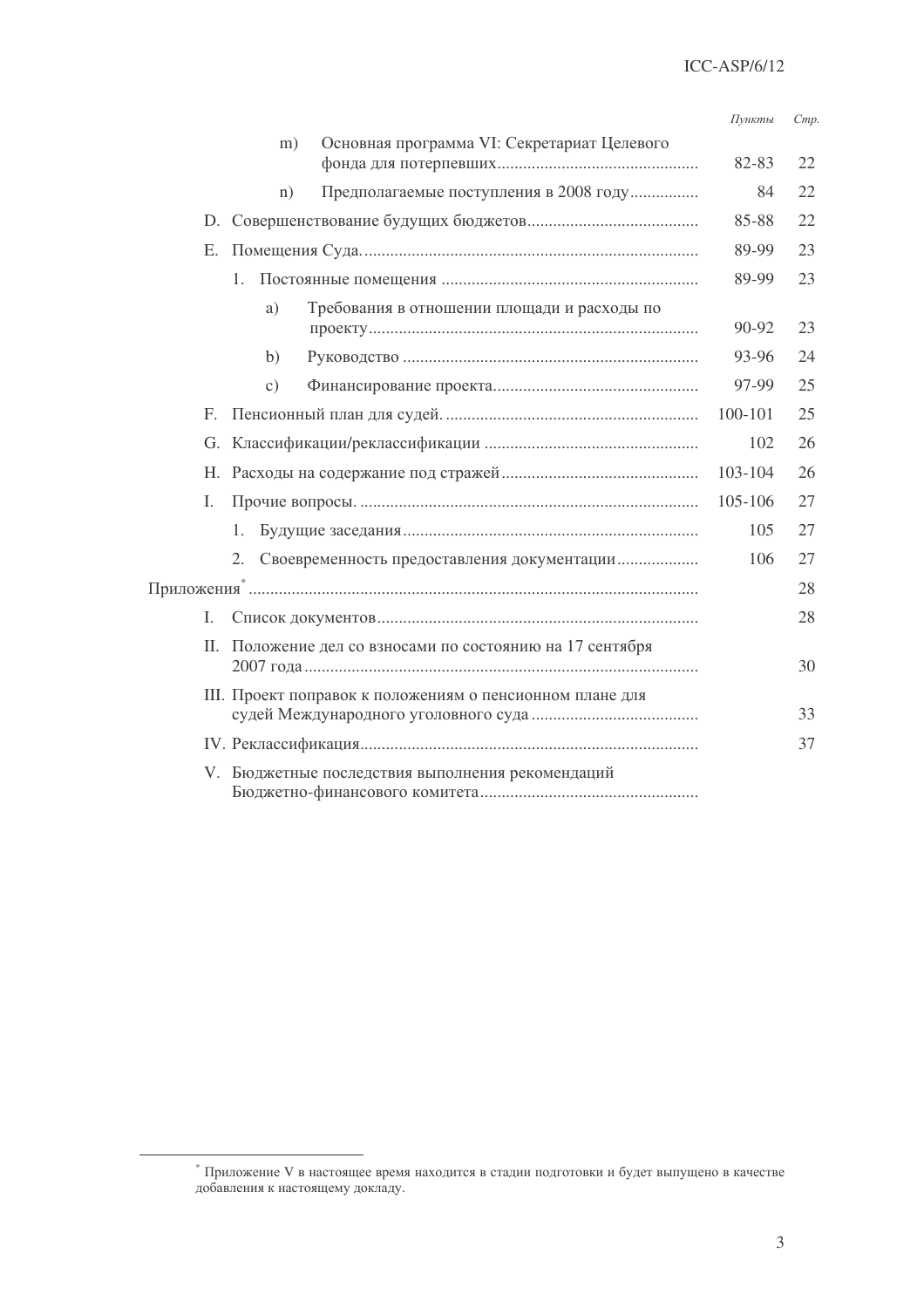| | Пункты | Стр. |
|---|---|---|
| m) Основная программа VI: Секретариат Целевого фонда для потерпевших | 82-83 | 22 |
| n) Предполагаемые поступления в 2008 году | 84 | 22 |
| D. Совершенствование будущих бюджетов | 85-88 | 22 |
| E. Помещения Суда. | 89-99 | 23 |
| 1. Постоянные помещения | 89-99 | 23 |
| a) Требования в отношении площади и расходы по проекту | 90-92 | 23 |
| b) Руководство | 93-96 | 24 |
| c) Финансирование проекта | 97-99 | 25 |
| F. Пенсионный план для судей. | 100-101 | 25 |
| G. Классификации/реклассификации | 102 | 26 |
| H. Расходы на содержание под стражей | 103-104 | 26 |
| I. Прочие вопросы. | 105-106 | 27 |
| 1. Будущие заседания | 105 | 27 |
| 2. Своевременность предоставления документации | 106 | 27 |
| Приложения* | | 28 |
| I. Список документов | | 28 |
| II. Положение дел со взносами по состоянию на 17 сентября 2007 года | | 30 |
| III. Проект поправок к положениям о пенсионном плане для судей Международного уголовного суда | | 33 |
| IV. Реклассификация | | 37 |
| V. Бюджетные последствия выполнения рекомендаций Бюджетно-финансового комитета | | |

* Приложение V в настоящее время находится в стадии подготовки и будет выпущено в качестве добавления к настоящему докладу.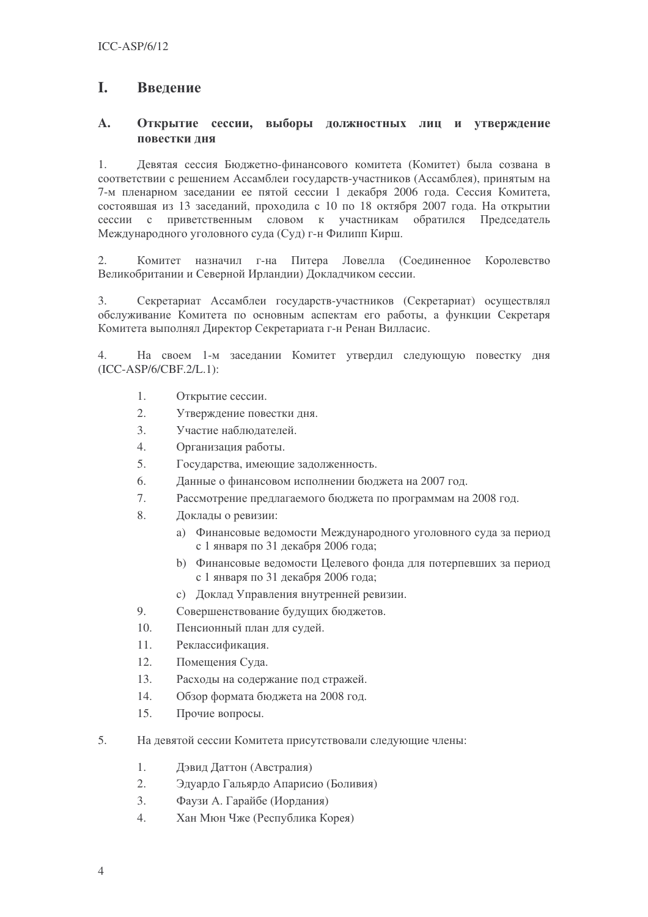# I. Введение

## A. Открытие сессии, выборы должностных лиц и утверждение повестки дня

1. Девятая сессия Бюджетно-финансового комитета (Комитет) была созвана в соответствии с решением Ассамблеи государств-участников (Ассамблея), принятым на 7-м пленарном заседании ее пятой сессии 1 декабря 2006 года. Сессия Комитета, состоявшая из 13 заседаний, проходила с 10 по 18 октября 2007 года. На открытии сессии с приветственным словом к участникам обратился Председатель Международного уголовного суда (Суд) г-н Филипп Кирш.

2. Комитет назначил г-на Питера Ловелла (Соединенное Королевство Великобритании и Северной Ирландии) Докладчиком сессии.

3. Секретариат Ассамблеи государств-участников (Секретариат) осуществлял обслуживание Комитета по основным аспектам его работы, а функции Секретаря Комитета выполнял Директор Секретариата г-н Ренан Вилласис.

4. На своем 1-м заседании Комитет утвердил следующую повестку дня (ICC-ASP/6/CBF.2/L.1):

1. Открытие сессии.
2. Утверждение повестки дня.
3. Участие наблюдателей.
4. Организация работы.
5. Государства, имеющие задолженность.
6. Данные о финансовом исполнении бюджета на 2007 год.
7. Рассмотрение предлагаемого бюджета по программам на 2008 год.
8. Доклады о ревизии:
    a) Финансовые ведомости Международного уголовного суда за период с 1 января по 31 декабря 2006 года;
    b) Финансовые ведомости Целевого фонда для потерпевших за период с 1 января по 31 декабря 2006 года;
    c) Доклад Управления внутренней ревизии.
9. Совершенствование будущих бюджетов.
10. Пенсионный план для судей.
11. Реклассификация.
12. Помещения Суда.
13. Расходы на содержание под стражей.
14. Обзор формата бюджета на 2008 год.
15. Прочие вопросы.

5. На девятой сессии Комитета присутствовали следующие члены:

1. Дэвид Даттон (Австралия)
2. Эдуардо Гальярдо Апарисио (Боливия)
3. Фаузи А. Гарайбе (Иордания)
4. Хан Мюн Чже (Республика Корея)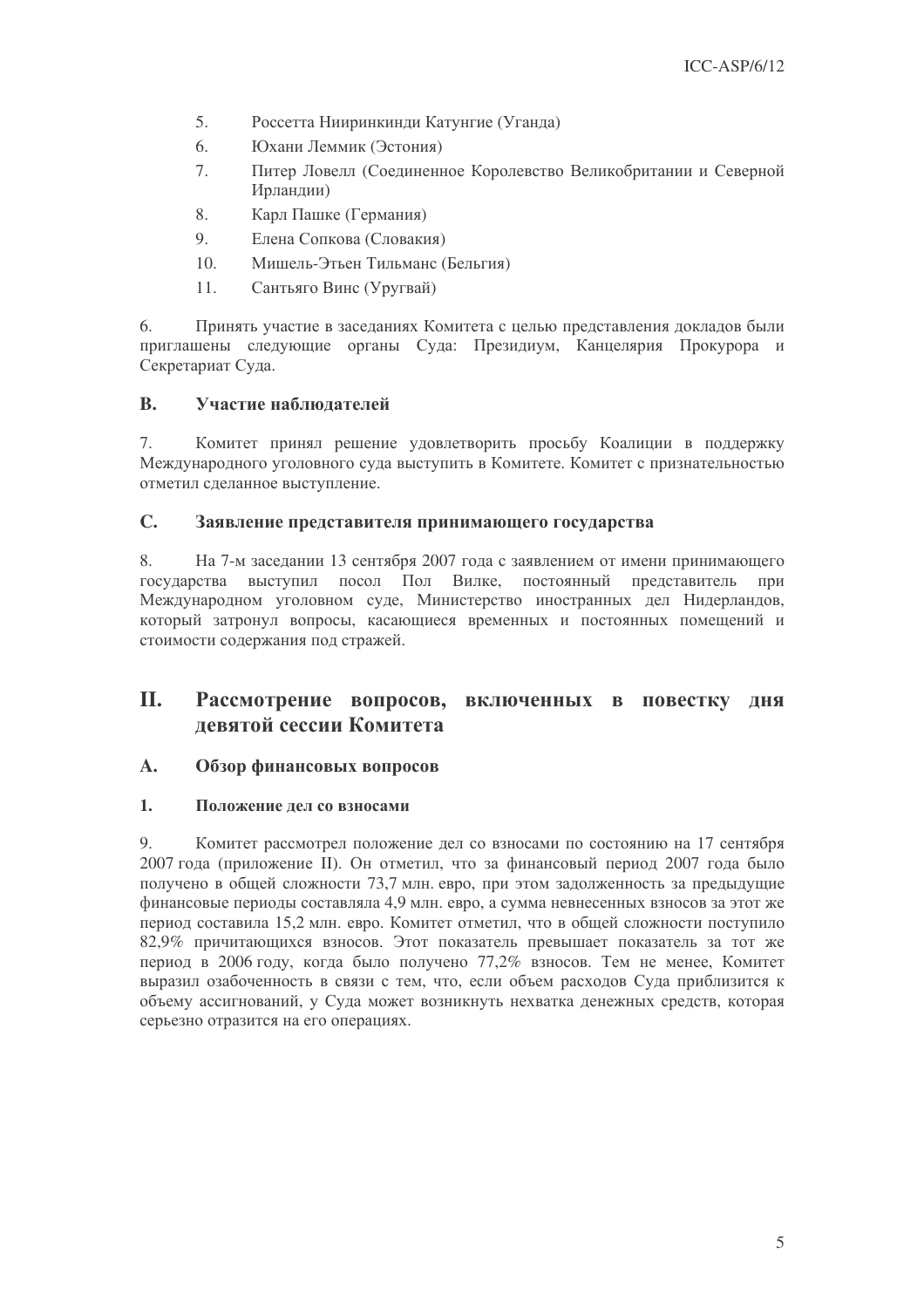5. Россетта Нииринкинди Катунгие (Уганда)
6. Юхани Леммик (Эстония)
7. Питер Ловелл (Соединенное Королевство Великобритании и Северной Ирландии)
8. Карл Пашке (Германия)
9. Елена Сопкова (Словакия)
10. Мишель-Этьен Тильманс (Бельгия)
11. Сантьяго Винс (Уругвай)

6. Принять участие в заседаниях Комитета с целью представления докладов были приглашены следующие органы Суда: Президиум, Канцелярия Прокурора и Секретариат Суда.

### B. Участие наблюдателей

7. Комитет принял решение удовлетворить просьбу Коалиции в поддержку Международного уголовного суда выступить в Комитете. Комитет с признательностью отметил сделанное выступление.

### C. Заявление представителя принимающего государства

8. На 7-м заседании 13 сентября 2007 года с заявлением от имени принимающего государства выступил посол Пол Вилке, постоянный представитель при Международном уголовном суде, Министерство иностранных дел Нидерландов, который затронул вопросы, касающиеся временных и постоянных помещений и стоимости содержания под стражей.

## II. Рассмотрение вопросов, включенных в повестку дня девятой сессии Комитета

### A. Обзор финансовых вопросов

#### 1. Положение дел со взносами

9. Комитет рассмотрел положение дел со взносами по состоянию на 17 сентября 2007 года (приложение II). Он отметил, что за финансовый период 2007 года было получено в общей сложности 73,7 млн. евро, при этом задолженность за предыдущие финансовые периоды составляла 4,9 млн. евро, а сумма невнесенных взносов за этот же период составила 15,2 млн. евро. Комитет отметил, что в общей сложности поступило 82,9% причитающихся взносов. Этот показатель превышает показатель за тот же период в 2006 году, когда было получено 77,2% взносов. Тем не менее, Комитет выразил озабоченность в связи с тем, что, если объем расходов Суда приблизится к объему ассигнований, у Суда может возникнуть нехватка денежных средств, которая серьезно отразится на его операциях.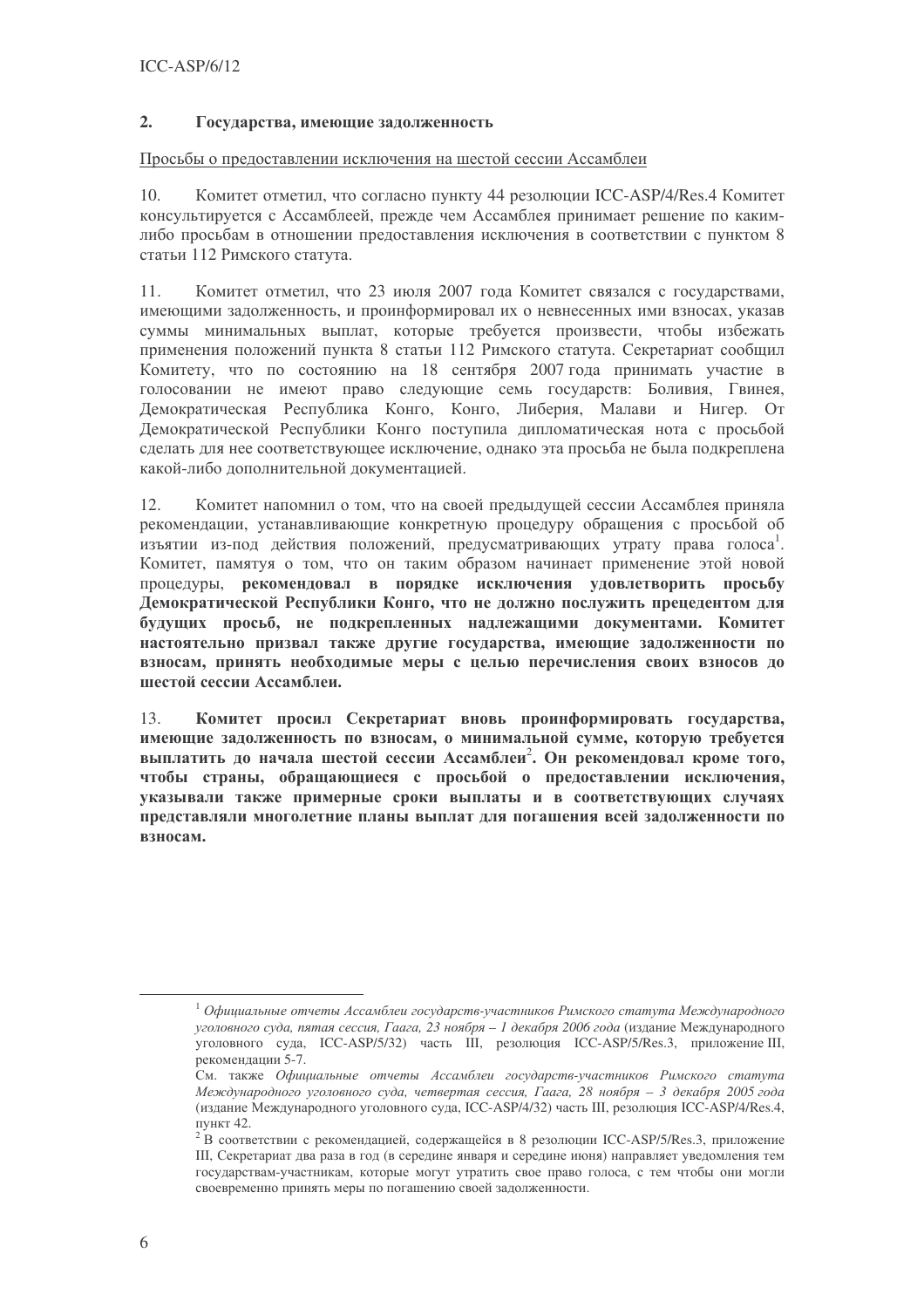## 2. Государства, имеющие задолженность

Просьбы о предоставлении исключения на шестой сессии Ассамблеи

10. Комитет отметил, что согласно пункту 44 резолюции ICC-ASP/4/Res.4 Комитет консультируется с Ассамблеей, прежде чем Ассамблея принимает решение по каким-либо просьбам в отношении предоставления исключения в соответствии с пунктом 8 статьи 112 Римского статута.

11. Комитет отметил, что 23 июля 2007 года Комитет связался с государствами, имеющими задолженность, и проинформировал их о невнесенных ими взносах, указав суммы минимальных выплат, которые требуется произвести, чтобы избежать применения положений пункта 8 статьи 112 Римского статута. Секретариат сообщил Комитету, что по состоянию на 18 сентября 2007 года принимать участие в голосовании не имеют право следующие семь государств: Боливия, Гвинея, Демократическая Республика Конго, Конго, Либерия, Малави и Нигер. От Демократической Республики Конго поступила дипломатическая нота с просьбой сделать для нее соответствующее исключение, однако эта просьба не была подкреплена какой-либо дополнительной документацией.

12. Комитет напомнил о том, что на своей предыдущей сессии Ассамблея приняла рекомендации, устанавливающие конкретную процедуру обращения с просьбой об изъятии из-под действия положений, предусматривающих утрату права голоса[1]. Комитет, памятуя о том, что он таким образом начинает применение этой новой процедуры, **рекомендовал в порядке исключения удовлетворить просьбу Демократической Республики Конго, что не должно послужить прецедентом для будущих просьб, не подкрепленных надлежащими документами. Комитет настоятельно призвал также другие государства, имеющие задолженности по взносам, принять необходимые меры с целью перечисления своих взносов до шестой сессии Ассамблеи.**

13. **Комитет просил Секретариат вновь проинформировать государства, имеющие задолженность по взносам, о минимальной сумме, которую требуется выплатить до начала шестой сессии Ассамблеи[2]. Он рекомендовал кроме того, чтобы страны, обращающиеся с просьбой о предоставлении исключения, указывали также примерные сроки выплаты и в соответствующих случаях представляли многолетние планы выплат для погашения всей задолженности по взносам.**

---

[1] *Официальные отчеты Ассамблеи государств-участников Римского статута Международного уголовного суда, пятая сессия, Гаага, 23 ноября – 1 декабря 2006 года* (издание Международного уголовного суда, ICC-ASP/5/32) часть III, резолюция ICC-ASP/5/Res.3, приложение III, рекомендации 5-7.
См. также *Официальные отчеты Ассамблеи государств-участников Римского статута Международного уголовного суда, четвертая сессия, Гаага, 28 ноября – 3 декабря 2005 года* (издание Международного уголовного суда, ICC-ASP/4/32) часть III, резолюция ICC-ASP/4/Res.4, пункт 42.

[2] В соответствии с рекомендацией, содержащейся в 8 резолюции ICC-ASP/5/Res.3, приложение III, Секретариат два раза в год (в середине января и середине июня) направляет уведомления тем государствам-участникам, которые могут утратить свое право голоса, с тем чтобы они могли своевременно принять меры по погашению своей задолженности.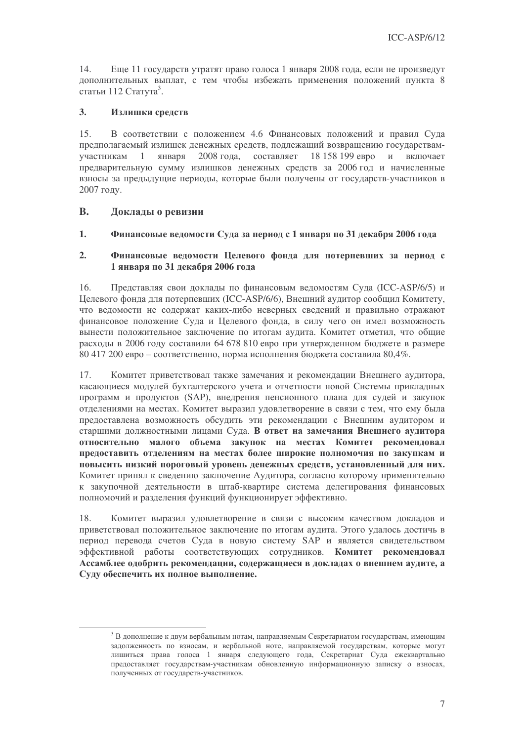14. Еще 11 государств утратят право голоса 1 января 2008 года, если не произведут дополнительных выплат, с тем чтобы избежать применения положений пункта 8 статьи 112 Статута[3].

### 3. Излишки средств

15. В соответствии с положением 4.6 Финансовых положений и правил Суда предполагаемый излишек денежных средств, подлежащий возвращению государствам-участникам 1 января 2008 года, составляет 18 158 199 евро и включает предварительную сумму излишков денежных средств за 2006 год и начисленные взносы за предыдущие периоды, которые были получены от государств-участников в 2007 году.

## B. Доклады о ревизии

### 1. Финансовые ведомости Суда за период с 1 января по 31 декабря 2006 года

### 2. Финансовые ведомости Целевого фонда для потерпевших за период с 1 января по 31 декабря 2006 года

16. Представляя свои доклады по финансовым ведомостям Суда (ICC-ASP/6/5) и Целевого фонда для потерпевших (ICC-ASP/6/6), Внешний аудитор сообщил Комитету, что ведомости не содержат каких-либо неверных сведений и правильно отражают финансовое положение Суда и Целевого фонда, в силу чего он имел возможность вынести положительное заключение по итогам аудита. Комитет отметил, что общие расходы в 2006 году составили 64 678 810 евро при утвержденном бюджете в размере 80 417 200 евро – соответственно, норма исполнения бюджета составила 80,4%.

17. Комитет приветствовал также замечания и рекомендации Внешнего аудитора, касающиеся модулей бухгалтерского учета и отчетности новой Системы прикладных программ и продуктов (SAP), внедрения пенсионного плана для судей и закупок отделениями на местах. Комитет выразил удовлетворение в связи с тем, что ему была предоставлена возможность обсудить эти рекомендации с Внешним аудитором и старшими должностными лицами Суда. **В ответ на замечания Внешнего аудитора относительно малого объема закупок на местах Комитет рекомендовал предоставить отделениям на местах более широкие полномочия по закупкам и повысить низкий пороговый уровень денежных средств, установленный для них.** Комитет принял к сведению заключение Аудитора, согласно которому применительно к закупочной деятельности в штаб-квартире система делегирования финансовых полномочий и разделения функций функционирует эффективно.

18. Комитет выразил удовлетворение в связи с высоким качеством докладов и приветствовал положительное заключение по итогам аудита. Этого удалось достичь в период перевода счетов Суда в новую систему SAP и является свидетельством эффективной работы соответствующих сотрудников. **Комитет рекомендовал Ассамблее одобрить рекомендации, содержащиеся в докладах о внешнем аудите, а Суду обеспечить их полное выполнение.**

---

[3] В дополнение к двум вербальным нотам, направляемым Секретариатом государствам, имеющим задолженность по взносам, и вербальной ноте, направляемой государствам, которые могут лишиться права голоса 1 января следующего года, Секретариат Суда ежеквартально предоставляет государствам-участникам обновленную информационную записку о взносах, полученных от государств-участников.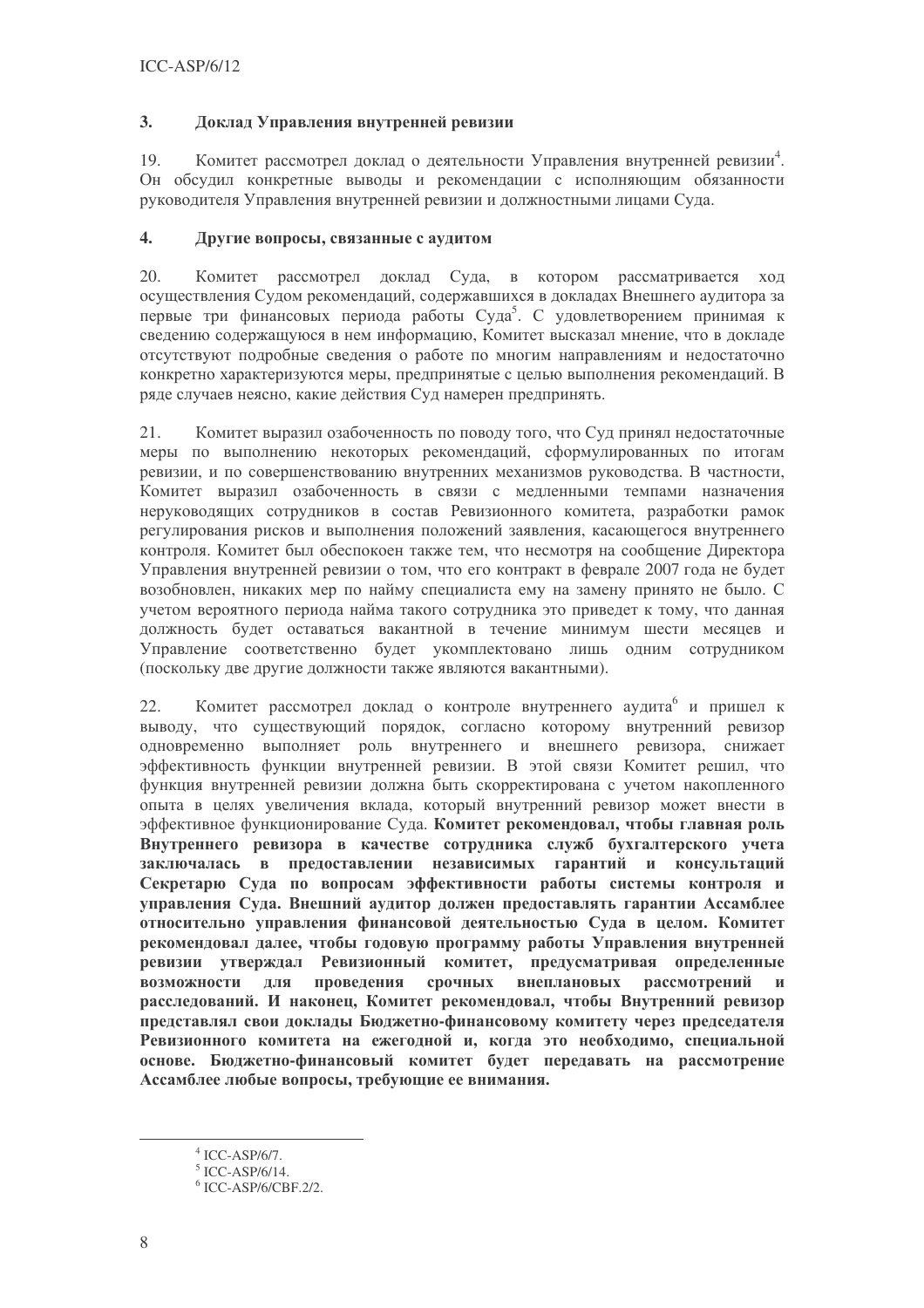### 3. Доклад Управления внутренней ревизии

19. Комитет рассмотрел доклад о деятельности Управления внутренней ревизии[4]. Он обсудил конкретные выводы и рекомендации с исполняющим обязанности руководителя Управления внутренней ревизии и должностными лицами Суда.

### 4. Другие вопросы, связанные с аудитом

20. Комитет рассмотрел доклад Суда, в котором рассматривается ход осуществления Судом рекомендаций, содержавшихся в докладах Внешнего аудитора за первые три финансовых периода работы Суда[5]. С удовлетворением принимая к сведению содержащуюся в нем информацию, Комитет высказал мнение, что в докладе отсутствуют подробные сведения о работе по многим направлениям и недостаточно конкретно характеризуются меры, предпринятые с целью выполнения рекомендаций. В ряде случаев неясно, какие действия Суд намерен предпринять.

21. Комитет выразил озабоченность по поводу того, что Суд принял недостаточные меры по выполнению некоторых рекомендаций, сформулированных по итогам ревизии, и по совершенствованию внутренних механизмов руководства. В частности, Комитет выразил озабоченность в связи с медленными темпами назначения неруководящих сотрудников в состав Ревизионного комитета, разработки рамок регулирования рисков и выполнения положений заявления, касающегося внутреннего контроля. Комитет был обеспокоен также тем, что несмотря на сообщение Директора Управления внутренней ревизии о том, что его контракт в феврале 2007 года не будет возобновлен, никаких мер по найму специалиста ему на замену принято не было. С учетом вероятного периода найма такого сотрудника это приведет к тому, что данная должность будет оставаться вакантной в течение минимум шести месяцев и Управление соответственно будет укомплектовано лишь одним сотрудником (поскольку две другие должности также являются вакантными).

22. Комитет рассмотрел доклад о контроле внутреннего аудита[6] и пришел к выводу, что существующий порядок, согласно которому внутренний ревизор одновременно выполняет роль внутреннего и внешнего ревизора, снижает эффективность функции внутренней ревизии. В этой связи Комитет решил, что функция внутренней ревизии должна быть скорректирована с учетом накопленного опыта в целях увеличения вклада, который внутренний ревизор может внести в эффективное функционирование Суда. **Комитет рекомендовал, чтобы главная роль Внутреннего ревизора в качестве сотрудника служб бухгалтерского учета заключалась в предоставлении независимых гарантий и консультаций Секретарю Суда по вопросам эффективности работы системы контроля и управления Суда. Внешний аудитор должен предоставлять гарантии Ассамблее относительно управления финансовой деятельностью Суда в целом. Комитет рекомендовал далее, чтобы годовую программу работы Управления внутренней ревизии утверждал Ревизионный комитет, предусматривая определенные возможности для проведения срочных внеплановых рассмотрений и расследований. И наконец, Комитет рекомендовал, чтобы Внутренний ревизор представлял свои доклады Бюджетно-финансовому комитету через председателя Ревизионного комитета на ежегодной и, когда это необходимо, специальной основе. Бюджетно-финансовый комитет будет передавать на рассмотрение Ассамблее любые вопросы, требующие ее внимания.**

---

[4] ICC-ASP/6/7.

[5] ICC-ASP/6/14.

[6] ICC-ASP/6/CBF.2/2.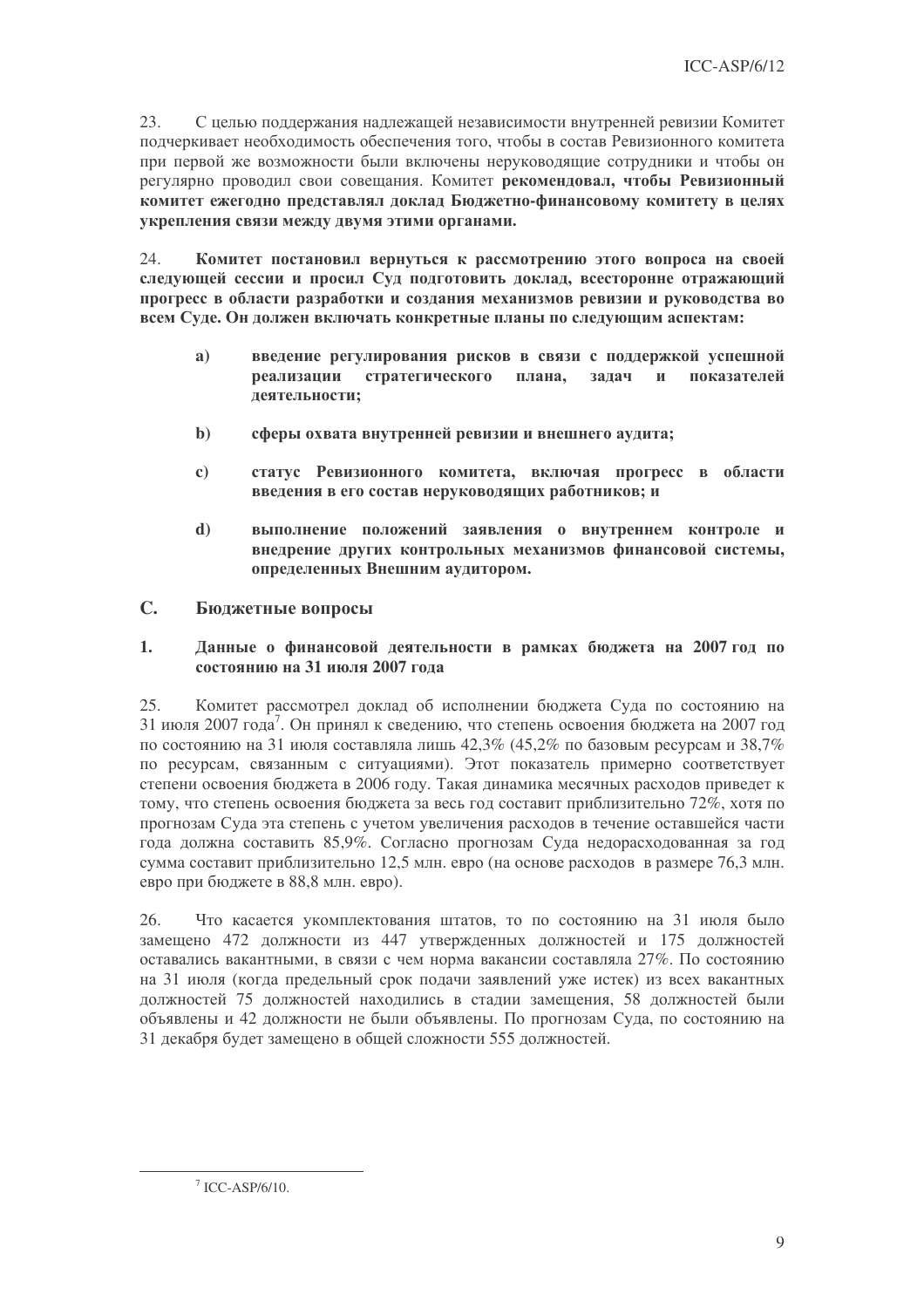23. С целью поддержания надлежащей независимости внутренней ревизии Комитет подчеркивает необходимость обеспечения того, чтобы в состав Ревизионного комитета при первой же возможности были включены неруководящие сотрудники и чтобы он регулярно проводил свои совещания. Комитет **рекомендовал, чтобы Ревизионный комитет ежегодно представлял доклад Бюджетно-финансовому комитету в целях укрепления связи между двумя этими органами.**

24. **Комитет постановил вернуться к рассмотрению этого вопроса на своей следующей сессии и просил Суд подготовить доклад, всесторонне отражающий прогресс в области разработки и создания механизмов ревизии и руководства во всем Суде. Он должен включать конкретные планы по следующим аспектам:**

- **a) введение регулирования рисков в связи с поддержкой успешной реализации стратегического плана, задач и показателей деятельности;**

- **b) сферы охвата внутренней ревизии и внешнего аудита;**

- **c) статус Ревизионного комитета, включая прогресс в области введения в его состав неруководящих работников; и**

- **d) выполнение положений заявления о внутреннем контроле и внедрение других контрольных механизмов финансовой системы, определенных Внешним аудитором.**

## C. Бюджетные вопросы

### 1. Данные о финансовой деятельности в рамках бюджета на 2007 год по состоянию на 31 июля 2007 года

25. Комитет рассмотрел доклад об исполнении бюджета Суда по состоянию на 31 июля 2007 года[7]. Он принял к сведению, что степень освоения бюджета на 2007 год по состоянию на 31 июля составляла лишь 42,3% (45,2% по базовым ресурсам и 38,7% по ресурсам, связанным с ситуациями). Этот показатель примерно соответствует степени освоения бюджета в 2006 году. Такая динамика месячных расходов приведет к тому, что степень освоения бюджета за весь год составит приблизительно 72%, хотя по прогнозам Суда эта степень с учетом увеличения расходов в течение оставшейся части года должна составить 85,9%. Согласно прогнозам Суда недорасходованная за год сумма составит приблизительно 12,5 млн. евро (на основе расходов в размере 76,3 млн. евро при бюджете в 88,8 млн. евро).

26. Что касается укомплектования штатов, то по состоянию на 31 июля было замещено 472 должности из 447 утвержденных должностей и 175 должностей оставались вакантными, в связи с чем норма вакансии составляла 27%. По состоянию на 31 июля (когда предельный срок подачи заявлений уже истек) из всех вакантных должностей 75 должностей находились в стадии замещения, 58 должностей были объявлены и 42 должности не были объявлены. По прогнозам Суда, по состоянию на 31 декабря будет замещено в общей сложности 555 должностей.

---

[7] ICC-ASP/6/10.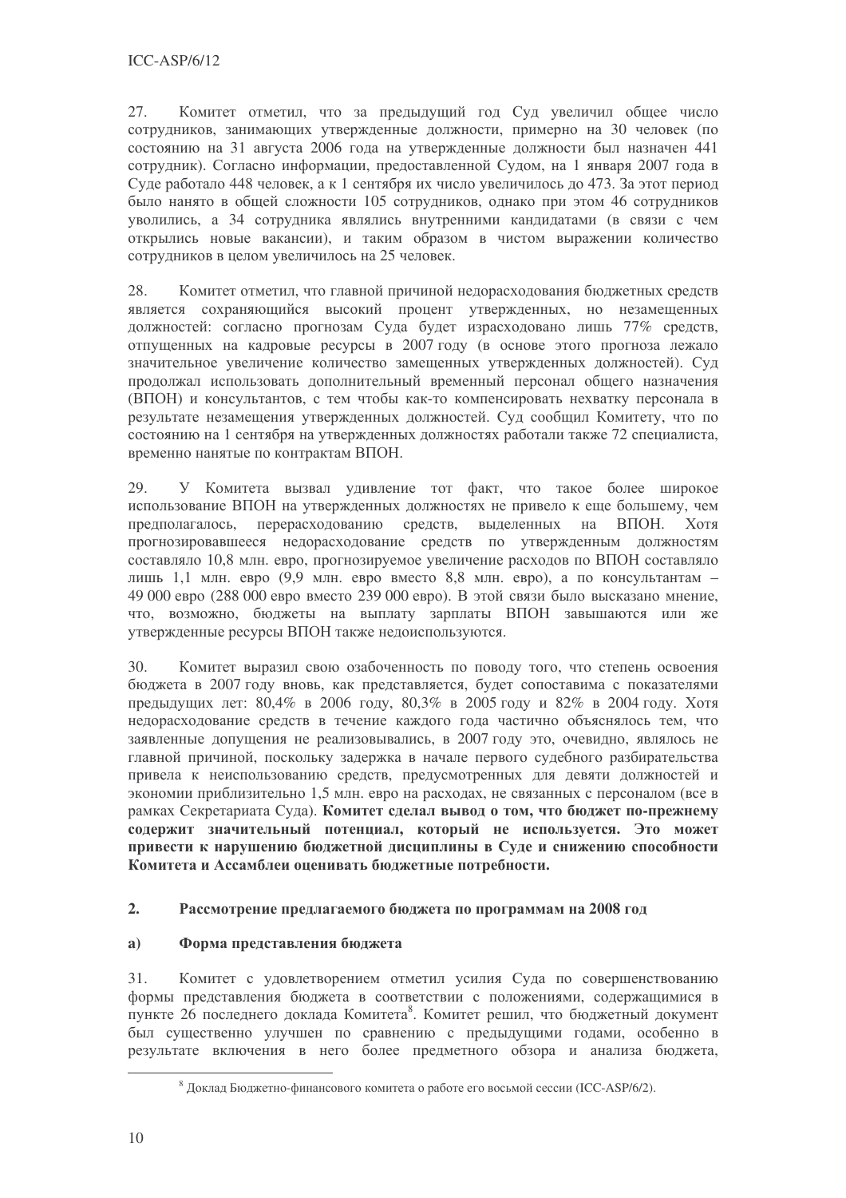27. Комитет отметил, что за предыдущий год Суд увеличил общее число сотрудников, занимающих утвержденные должности, примерно на 30 человек (по состоянию на 31 августа 2006 года на утвержденные должности был назначен 441 сотрудник). Согласно информации, предоставленной Судом, на 1 января 2007 года в Суде работало 448 человек, а к 1 сентября их число увеличилось до 473. За этот период было нанято в общей сложности 105 сотрудников, однако при этом 46 сотрудников уволились, а 34 сотрудника являлись внутренними кандидатами (в связи с чем открылись новые вакансии), и таким образом в чистом выражении количество сотрудников в целом увеличилось на 25 человек.

28. Комитет отметил, что главной причиной недорасходования бюджетных средств является сохраняющийся высокий процент утвержденных, но незамещенных должностей: согласно прогнозам Суда будет израсходовано лишь 77% средств, отпущенных на кадровые ресурсы в 2007 году (в основе этого прогноза лежало значительное увеличение количества замещенных утвержденных должностей). Суд продолжал использовать дополнительный временный персонал общего назначения (ВПОН) и консультантов, с тем чтобы как-то компенсировать нехватку персонала в результате незамещения утвержденных должностей. Суд сообщил Комитету, что по состоянию на 1 сентября на утвержденных должностях работали также 72 специалиста, временно нанятые по контрактам ВПОН.

29. У Комитета вызвал удивление тот факт, что такое более широкое использование ВПОН на утвержденных должностях не привело к еще большему, чем предполагалось, перерасходованию средств, выделенных на ВПОН. Хотя прогнозировавшееся недорасходование средств по утвержденным должностям составляло 10,8 млн. евро, прогнозируемое увеличение расходов по ВПОН составляло лишь 1,1 млн. евро (9,9 млн. евро вместо 8,8 млн. евро), а по консультантам – 49 000 евро (288 000 евро вместо 239 000 евро). В этой связи было высказано мнение, что, возможно, бюджеты на выплату зарплаты ВПОН завышаются или же утвержденные ресурсы ВПОН также недоиспользуются.

30. Комитет выразил свою озабоченность по поводу того, что степень освоения бюджета в 2007 году вновь, как представляется, будет сопоставима с показателями предыдущих лет: 80,4% в 2006 году, 80,3% в 2005 году и 82% в 2004 году. Хотя недорасходование средств в течение каждого года частично объяснялось тем, что заявленные допущения не реализовывались, в 2007 году это, очевидно, являлось не главной причиной, поскольку задержка в начале первого судебного разбирательства привела к неиспользованию средств, предусмотренных для девяти должностей и экономии приблизительно 1,5 млн. евро на расходах, не связанных с персоналом (все в рамках Секретариата Суда). **Комитет сделал вывод о том, что бюджет по-прежнему содержит значительный потенциал, который не используется. Это может привести к нарушению бюджетной дисциплины в Суде и снижению способности Комитета и Ассамблеи оценивать бюджетные потребности.**

## 2. Рассмотрение предлагаемого бюджета по программам на 2008 год

### a) Форма представления бюджета

31. Комитет с удовлетворением отметил усилия Суда по совершенствованию формы представления бюджета в соответствии с положениями, содержащимися в пункте 26 последнего доклада Комитета[8]. Комитет решил, что бюджетный документ был существенно улучшен по сравнению с предыдущими годами, особенно в результате включения в него более предметного обзора и анализа бюджета,

---

[8] Доклад Бюджетно-финансового комитета о работе его восьмой сессии (ICC-ASP/6/2).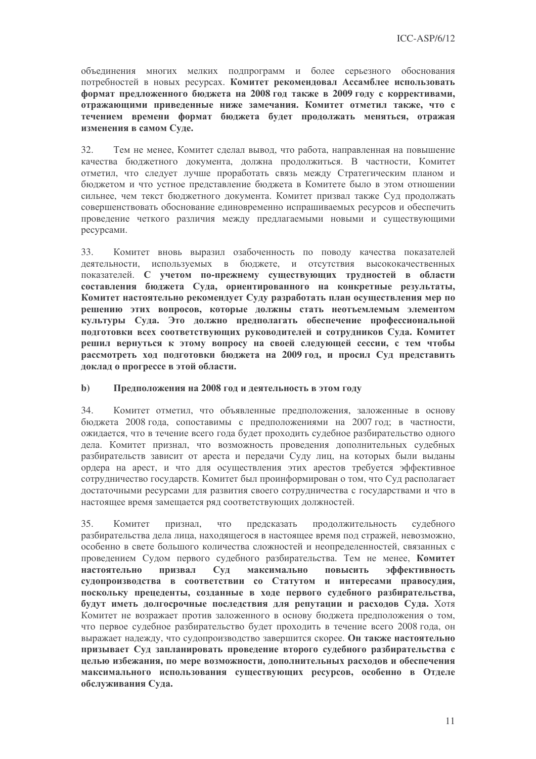объединения многих мелких подпрограмм и более серьезного обоснования потребностей в новых ресурсах. **Комитет рекомендовал Ассамблее использовать формат предложенного бюджета на 2008 год также в 2009 году с коррективами, отражающими приведенные ниже замечания. Комитет отметил также, что с течением времени формат бюджета будет продолжать меняться, отражая изменения в самом Суде.**

32. Тем не менее, Комитет сделал вывод, что работа, направленная на повышение качества бюджетного документа, должна продолжиться. В частности, Комитет отметил, что следует лучше проработать связь между Стратегическим планом и бюджетом и что устное представление бюджета в Комитете было в этом отношении сильнее, чем текст бюджетного документа. Комитет призвал также Суд продолжать совершенствовать обоснование единовременно испрашиваемых ресурсов и обеспечить проведение четкого различия между предлагаемыми новыми и существующими ресурсами.

33. Комитет вновь выразил озабоченность по поводу качества показателей деятельности, используемых в бюджете, и отсутствия высококачественных показателей. **С учетом по-прежнему существующих трудностей в области составления бюджета Суда, ориентированного на конкретные результаты, Комитет настоятельно рекомендует Суду разработать план осуществления мер по решению этих вопросов, которые должны стать неотъемлемым элементом культуры Суда. Это должно предполагать обеспечение профессиональной подготовки всех соответствующих руководителей и сотрудников Суда. Комитет решил вернуться к этому вопросу на своей следующей сессии, с тем чтобы рассмотреть ход подготовки бюджета на 2009 год, и просил Суд представить доклад о прогрессе в этой области.**

### b) Предположения на 2008 год и деятельность в этом году

34. Комитет отметил, что объявленные предположения, заложенные в основу бюджета 2008 года, сопоставимы с предположениями на 2007 год; в частности, ожидается, что в течение всего года будет проходить судебное разбирательство одного дела. Комитет признал, что возможность проведения дополнительных судебных разбирательств зависит от ареста и передачи Суду лиц, на которых были выданы ордера на арест, и что для осуществления этих арестов требуется эффективное сотрудничество государств. Комитет был проинформирован о том, что Суд располагает достаточными ресурсами для развития своего сотрудничества с государствами и что в настоящее время замещается ряд соответствующих должностей.

35. Комитет признал, что предсказать продолжительность судебного разбирательства дела лица, находящегося в настоящее время под стражей, невозможно, особенно в свете большого количества сложностей и неопределенностей, связанных с проведением Судом первого судебного разбирательства. Тем не менее, **Комитет настоятельно призвал Суд максимально повысить эффективность судопроизводства в соответствии со Статутом и интересами правосудия, поскольку прецеденты, созданные в ходе первого судебного разбирательства, будут иметь долгосрочные последствия для репутации и расходов Суда.** Хотя Комитет не возражает против заложенного в основу бюджета предположения о том, что первое судебное разбирательство будет проходить в течение всего 2008 года, он выражает надежду, что судопроизводство завершится скорее. **Он также настоятельно призывает Суд запланировать проведение второго судебного разбирательства с целью избежания, по мере возможности, дополнительных расходов и обеспечения максимального использования существующих ресурсов, особенно в Отделе обслуживания Суда.**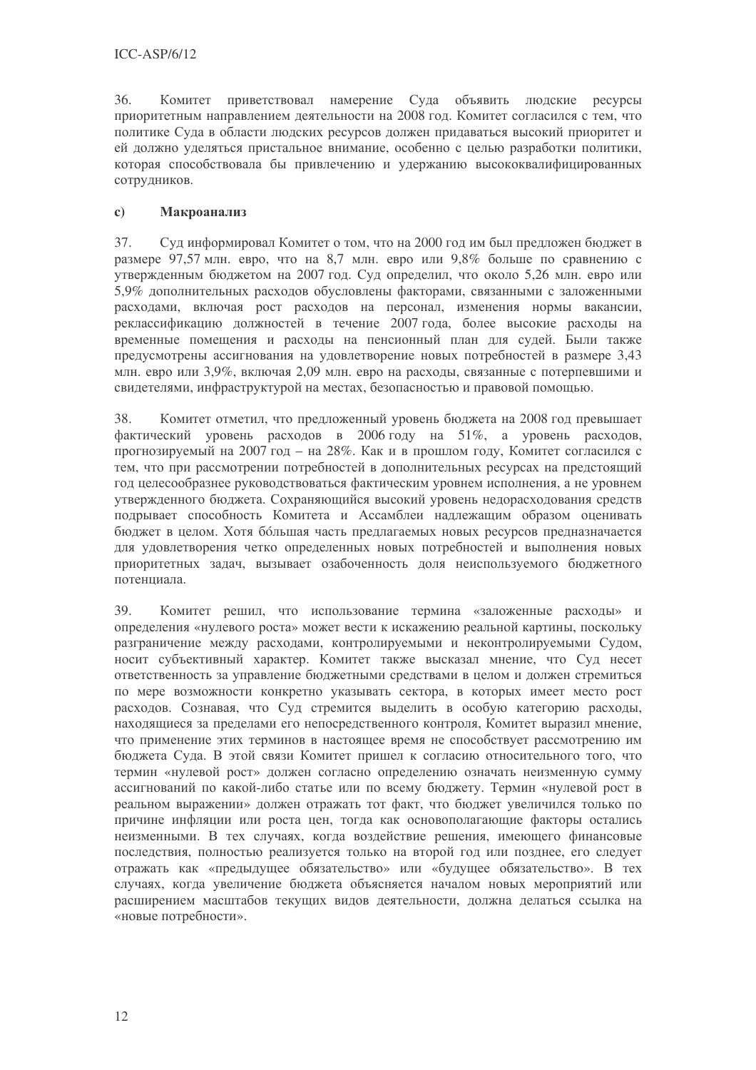36. Комитет приветствовал намерение Суда объявить людские ресурсы приоритетным направлением деятельности на 2008 год. Комитет согласился с тем, что политике Суда в области людских ресурсов должен придаваться высокий приоритет и ей должно уделяться пристальное внимание, особенно с целью разработки политики, которая способствовала бы привлечению и удержанию высококвалифицированных сотрудников.

### c) Макроанализ

37. Суд информировал Комитет о том, что на 2000 год им был предложен бюджет в размере 97,57 млн. евро, что на 8,7 млн. евро или 9,8% больше по сравнению с утвержденным бюджетом на 2007 год. Суд определил, что около 5,26 млн. евро или 5,9% дополнительных расходов обусловлены факторами, связанными с заложенными расходами, включая рост расходов на персонал, изменения нормы вакансии, реклассификацию должностей в течение 2007 года, более высокие расходы на временные помещения и расходы на пенсионный план для судей. Были также предусмотрены ассигнования на удовлетворение новых потребностей в размере 3,43 млн. евро или 3,9%, включая 2,09 млн. евро на расходы, связанные с потерпевшими и свидетелями, инфраструктурой на местах, безопасностью и правовой помощью.

38. Комитет отметил, что предложенный уровень бюджета на 2008 год превышает фактический уровень расходов в 2006 году на 51%, а уровень расходов, прогнозируемый на 2007 год – на 28%. Как и в прошлом году, Комитет согласился с тем, что при рассмотрении потребностей в дополнительных ресурсах на предстоящий год целесообразнее руководствоваться фактическим уровнем исполнения, а не уровнем утвержденного бюджета. Сохраняющийся высокий уровень недорасходования средств подрывает способность Комитета и Ассамблеи надлежащим образом оценивать бюджет в целом. Хотя бóльшая часть предлагаемых новых ресурсов предназначается для удовлетворения четко определенных новых потребностей и выполнения новых приоритетных задач, вызывает озабоченность доля неиспользуемого бюджетного потенциала.

39. Комитет решил, что использование термина «заложенные расходы» и определения «нулевого роста» может вести к искажению реальной картины, поскольку разграничение между расходами, контролируемыми и неконтролируемыми Судом, носит субъективный характер. Комитет также высказал мнение, что Суд несет ответственность за управление бюджетными средствами в целом и должен стремиться по мере возможности конкретно указывать сектора, в которых имеет место рост расходов. Сознавая, что Суд стремится выделить в особую категорию расходы, находящиеся за пределами его непосредственного контроля, Комитет выразил мнение, что применение этих терминов в настоящее время не способствует рассмотрению им бюджета Суда. В этой связи Комитет пришел к согласию относительного того, что термин «нулевой рост» должен согласно определению означать неизменную сумму ассигнований по какой-либо статье или по всему бюджету. Термин «нулевой рост в реальном выражении» должен отражать тот факт, что бюджет увеличился только по причине инфляции или роста цен, тогда как основополагающие факторы остались неизменными. В тех случаях, когда воздействие решения, имеющего финансовые последствия, полностью реализуется только на второй год или позднее, его следует отражать как «предыдущее обязательство» или «будущее обязательство». В тех случаях, когда увеличение бюджета объясняется началом новых мероприятий или расширением масштабов текущих видов деятельности, должна делаться ссылка на «новые потребности».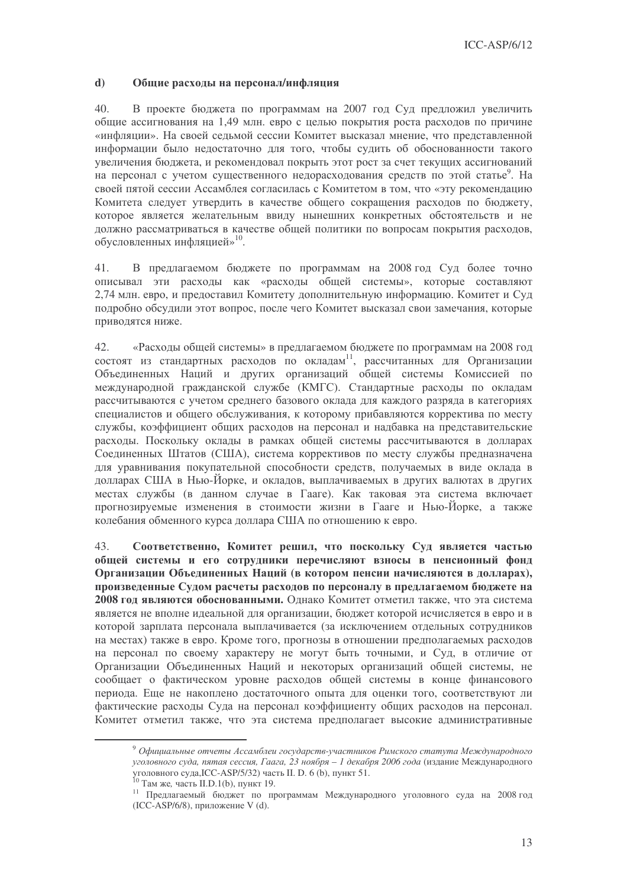### d) Общие расходы на персонал/инфляция

40. В проекте бюджета по программам на 2007 год Суд предложил увеличить общие ассигнования на 1,49 млн. евро с целью покрытия роста расходов по причине «инфляции». На своей седьмой сессии Комитет высказал мнение, что представленной информации было недостаточно для того, чтобы судить об обоснованности такого увеличения бюджета, и рекомендовал покрыть этот рост за счет текущих ассигнований на персонал с учетом существенного недорасходования средств по этой статье[9]. На своей пятой сессии Ассамблея согласилась с Комитетом в том, что «эту рекомендацию Комитета следует утвердить в качестве общего сокращения расходов по бюджету, которое является желательным ввиду нынешних конкретных обстоятельств и не должно рассматриваться в качестве общей политики по вопросам покрытия расходов, обусловленных инфляцией»[10].

41. В предлагаемом бюджете по программам на 2008 год Суд более точно описывал эти расходы как «расходы общей системы», которые составляют 2,74 млн. евро, и предоставил Комитету дополнительную информацию. Комитет и Суд подробно обсудили этот вопрос, после чего Комитет высказал свои замечания, которые приводятся ниже.

42. «Расходы общей системы» в предлагаемом бюджете по программам на 2008 год состоят из стандартных расходов по окладам[11], рассчитанных для Организации Объединенных Наций и других организаций общей системы Комиссией по международной гражданской службе (КМГС). Стандартные расходы по окладам рассчитываются с учетом среднего базового оклада для каждого разряда в категориях специалистов и общего обслуживания, к которому прибавляются корректива по месту службы, коэффициент общих расходов на персонал и надбавка на представительские расходы. Поскольку оклады в рамках общей системы рассчитываются в долларах Соединенных Штатов (США), система коррективов по месту службы предназначена для уравнивания покупательной способности средств, получаемых в виде оклада в долларах США в Нью-Йорке, и окладов, выплачиваемых в других валютах в других местах службы (в данном случае в Гааге). Как таковая эта система включает прогнозируемые изменения в стоимости жизни в Гааге и Нью-Йорке, а также колебания обменного курса доллара США по отношению к евро.

43. **Соответственно, Комитет решил, что поскольку Суд является частью общей системы и его сотрудники перечисляют взносы в пенсионный фонд Организации Объединенных Наций (в котором пенсии начисляются в долларах), произведенные Судом расчеты расходов по персоналу в предлагаемом бюджете на 2008 год являются обоснованными.** Однако Комитет отметил также, что эта система является не вполне идеальной для организации, бюджет которой исчисляется в евро и в которой зарплата персонала выплачивается (за исключением отдельных сотрудников на местах) также в евро. Кроме того, прогнозы в отношении предполагаемых расходов на персонал по своему характеру не могут быть точными, и Суд, в отличие от Организации Объединенных Наций и некоторых организаций общей системы, не сообщает о фактическом уровне расходов общей системы в конце финансового периода. Еще не накоплено достаточного опыта для оценки того, соответствуют ли фактические расходы Суда на персонал коэффициенту общих расходов на персонал. Комитет отметил также, что эта система предполагает высокие административные

---

[9] *Официальные отчеты Ассамблеи государств-участников Римского статута Международного уголовного суда, пятая сессия, Гаага, 23 ноября – 1 декабря 2006 года* (издание Международного уголовного суда,ICC-ASP/5/32) часть II. D. 6 (b), пункт 51.

[10] Там же, часть II.D.1(b), пункт 19.

[11] Предлагаемый бюджет по программам Международного уголовного суда на 2008 год (ICC-ASP/6/8), приложение V (d).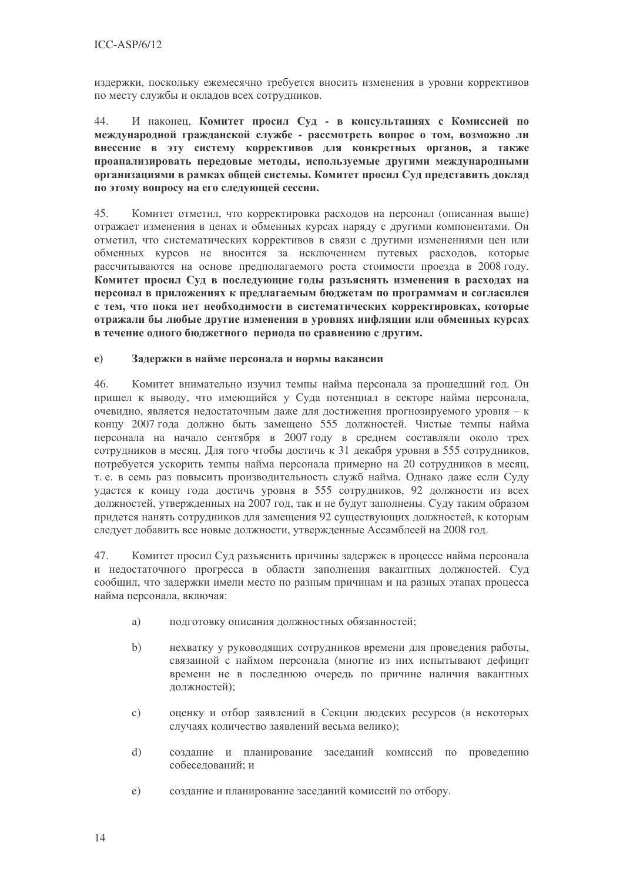издержки, поскольку ежемесячно требуется вносить изменения в уровни коррективов по месту службы и окладов всех сотрудников.

44. И наконец, **Комитет просил Суд - в консультациях с Комиссией по международной гражданской службе - рассмотреть вопрос о том, возможно ли внесение в эту систему коррективов для конкретных органов, а также проанализировать передовые методы, используемые другими международными организациями в рамках общей системы. Комитет просил Суд представить доклад по этому вопросу на его следующей сессии.**

45. Комитет отметил, что корректировка расходов на персонал (описанная выше) отражает изменения в ценах и обменных курсах наряду с другими компонентами. Он отметил, что систематических коррективов в связи с другими изменениями цен или обменных курсов не вносится за исключением путевых расходов, которые рассчитываются на основе предполагаемого роста стоимости проезда в 2008 году. **Комитет просил Суд в последующие годы разъяснять изменения в расходах на персонал в приложениях к предлагаемым бюджетам по программам и согласился с тем, что пока нет необходимости в систематических корректировках, которые отражали бы любые другие изменения в уровнях инфляции или обменных курсах в течение одного бюджетного периода по сравнению с другим.**

### e) Задержки в найме персонала и нормы вакансии

46. Комитет внимательно изучил темпы найма персонала за прошедший год. Он пришел к выводу, что имеющийся у Суда потенциал в секторе найма персонала, очевидно, является недостаточным даже для достижения прогнозируемого уровня – к концу 2007 года должно быть замещено 555 должностей. Чистые темпы найма персонала на начало сентября в 2007 году в среднем составляли около трех сотрудников в месяц. Для того чтобы достичь к 31 декабря уровня в 555 сотрудников, потребуется ускорить темпы найма персонала примерно на 20 сотрудников в месяц, т. е. в семь раз повысить производительность служб найма. Однако даже если Суду удастся к концу года достичь уровня в 555 сотрудников, 92 должности из всех должностей, утвержденных на 2007 год, так и не будут заполнены. Суду таким образом придется нанять сотрудников для замещения 92 существующих должностей, к которым следует добавить все новые должности, утвержденные Ассамблеей на 2008 год.

47. Комитет просил Суд разъяснить причины задержек в процессе найма персонала и недостаточного прогресса в области заполнения вакантных должностей. Суд сообщил, что задержки имели место по разным причинам и на разных этапах процесса найма персонала, включая:

a) подготовку описания должностных обязанностей;

b) нехватку у руководящих сотрудников времени для проведения работы, связанной с наймом персонала (многие из них испытывают дефицит времени не в последнюю очередь по причине наличия вакантных должностей);

c) оценку и отбор заявлений в Секции людских ресурсов (в некоторых случаях количество заявлений весьма велико);

d) создание и планирование заседаний комиссий по проведению собеседований; и

e) создание и планирование заседаний комиссий по отбору.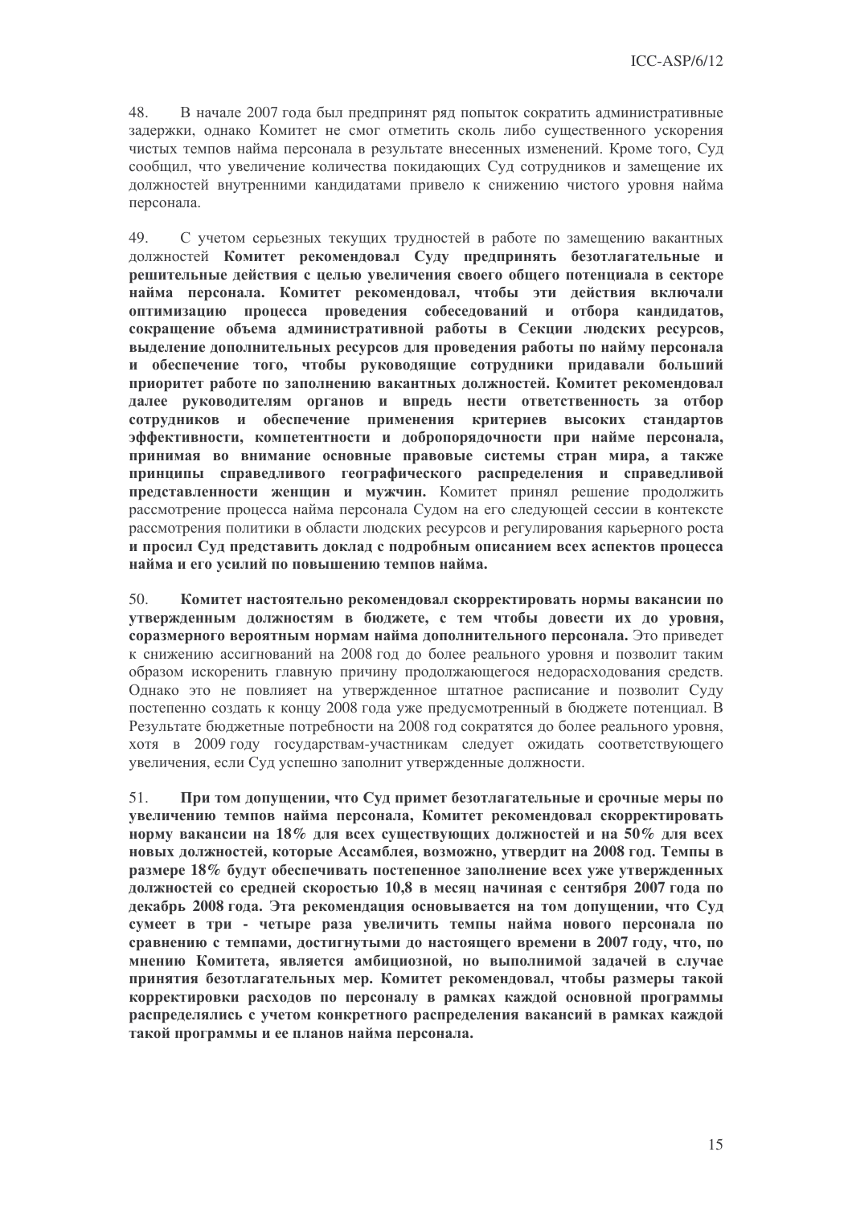48. В начале 2007 года был предпринят ряд попыток сократить административные задержки, однако Комитет не смог отметить сколь либо существенного ускорения чистых темпов найма персонала в результате внесенных изменений. Кроме того, Суд сообщил, что увеличение количества покидающих Суд сотрудников и замещение их должностей внутренними кандидатами привело к снижению чистого уровня найма персонала.

49. С учетом серьезных текущих трудностей в работе по замещению вакантных должностей **Комитет рекомендовал Суду предпринять безотлагательные и решительные действия с целью увеличения своего общего потенциала в секторе найма персонала. Комитет рекомендовал, чтобы эти действия включали оптимизацию процесса проведения собеседований и отбора кандидатов, сокращение объема административной работы в Секции людских ресурсов, выделение дополнительных ресурсов для проведения работы по найму персонала и обеспечение того, чтобы руководящие сотрудники придавали больший приоритет работе по заполнению вакантных должностей. Комитет рекомендовал далее руководителям органов и впредь нести ответственность за отбор сотрудников и обеспечение применения критериев высоких стандартов эффективности, компетентности и добропорядочности при найме персонала, принимая во внимание основные правовые системы стран мира, а также принципы справедливого географического распределения и справедливой представленности женщин и мужчин.** Комитет принял решение продолжить рассмотрение процесса найма персонала Судом на его следующей сессии в контексте рассмотрения политики в области людских ресурсов и регулирования карьерного роста **и просил Суд представить доклад с подробным описанием всех аспектов процесса найма и его усилий по повышению темпов найма.**

50. **Комитет настоятельно рекомендовал скорректировать нормы вакансии по утвержденным должностям в бюджете, с тем чтобы довести их до уровня, соразмерного вероятным нормам найма дополнительного персонала.** Это приведет к снижению ассигнований на 2008 год до более реального уровня и позволит таким образом искоренить главную причину продолжающегося недорасходования средств. Однако это не повлияет на утвержденное штатное расписание и позволит Суду постепенно создать к концу 2008 года уже предусмотренный в бюджете потенциал. В Результате бюджетные потребности на 2008 год сократятся до более реального уровня, хотя в 2009 году государствам-участникам следует ожидать соответствующего увеличения, если Суд успешно заполнит утвержденные должности.

51. **При том допущении, что Суд примет безотлагательные и срочные меры по увеличению темпов найма персонала, Комитет рекомендовал скорректировать норму вакансии на 18% для всех существующих должностей и на 50% для всех новых должностей, которые Ассамблея, возможно, утвердит на 2008 год. Темпы в размере 18% будут обеспечивать постепенное заполнение всех уже утвержденных должностей со средней скоростью 10,8 в месяц начиная с сентября 2007 года по декабрь 2008 года. Эта рекомендация основывается на том допущении, что Суд сумеет в три - четыре раза увеличить темпы найма нового персонала по сравнению с темпами, достигнутыми до настоящего времени в 2007 году, что, по мнению Комитета, является амбициозной, но выполнимой задачей в случае принятия безотлагательных мер. Комитет рекомендовал, чтобы размеры такой корректировки расходов по персоналу в рамках каждой основной программы распределялись с учетом конкретного распределения вакансий в рамках каждой такой программы и ее планов найма персонала.**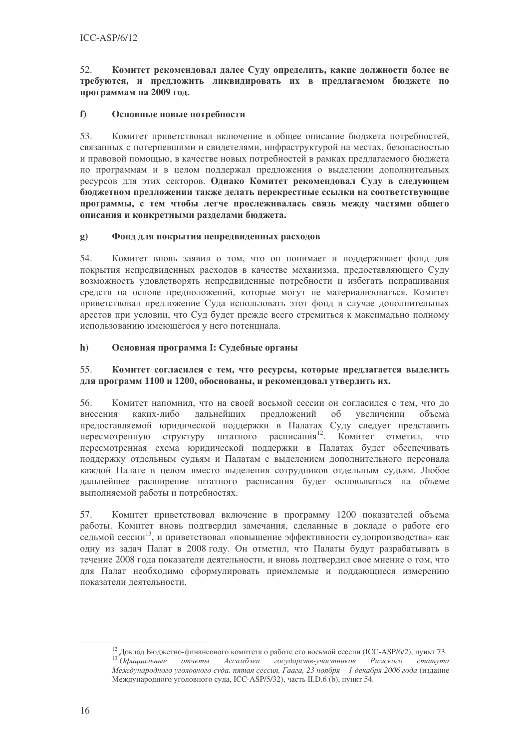52. **Комитет рекомендовал далее Суду определить, какие должности более не требуются, и предложить ликвидировать их в предлагаемом бюджете по программам на 2009 год.**

### f) Основные новые потребности

53. Комитет приветствовал включение в общее описание бюджета потребностей, связанных с потерпевшими и свидетелями, инфраструктурой на местах, безопасностью и правовой помощью, в качестве новых потребностей в рамках предлагаемого бюджета по программам и в целом поддержал предложения о выделении дополнительных ресурсов для этих секторов. **Однако Комитет рекомендовал Суду в следующем бюджетном предложении также делать перекрестные ссылки на соответствующие программы, с тем чтобы легче прослеживалась связь между частями общего описания и конкретными разделами бюджета.**

### g) Фонд для покрытия непредвиденных расходов

54. Комитет вновь заявил о том, что он понимает и поддерживает фонд для покрытия непредвиденных расходов в качестве механизма, предоставляющего Суду возможность удовлетворять непредвиденные потребности и избегать испрашивания средств на основе предположений, которые могут не материализоваться. Комитет приветствовал предложение Суда использовать этот фонд в случае дополнительных арестов при условии, что Суд будет прежде всего стремиться к максимально полному использованию имеющегося у него потенциала.

### h) Основная программа I: Судебные органы

55. **Комитет согласился с тем, что ресурсы, которые предлагается выделить для программ 1100 и 1200, обоснованы, и рекомендовал утвердить их.**

56. Комитет напомнил, что на своей восьмой сессии он согласился с тем, что до внесения каких-либо дальнейших предложений об увеличении объема предоставляемой юридической поддержки в Палатах Суду следует представить пересмотренную структуру штатного расписания[12]. Комитет отметил, что пересмотренная схема юридической поддержки в Палатах будет обеспечивать поддержку отдельным судьям и Палатам с выделением дополнительного персонала каждой Палате в целом вместо выделения сотрудников отдельным судьям. Любое дальнейшее расширение штатного расписания будет основываться на объеме выполняемой работы и потребностях.

57. Комитет приветствовал включение в программу 1200 показателей объема работы. Комитет вновь подтвердил замечания, сделанные в докладе о работе его седьмой сессии[13], и приветствовал «повышение эффективности судопроизводства» как одну из задач Палат в 2008 году. Он отметил, что Палаты будут разрабатывать в течение 2008 года показатели деятельности, и вновь подтвердил свое мнение о том, что для Палат необходимо сформулировать приемлемые и поддающиеся измерению показатели деятельности.

---

[12] Доклад Бюджетно-финансового комитета о работе его восьмой сессии (ICC-ASP/6/2), пункт 73.

[13] *Официальные отчеты Ассамблеи государств-участников Римского статута Международного уголовного суда, пятая сессия, Гаага, 23 ноября – 1 декабря 2006 года* (издание Международного уголовного суда, ICC-ASP/5/32), часть II.D.6 (b), пункт 54.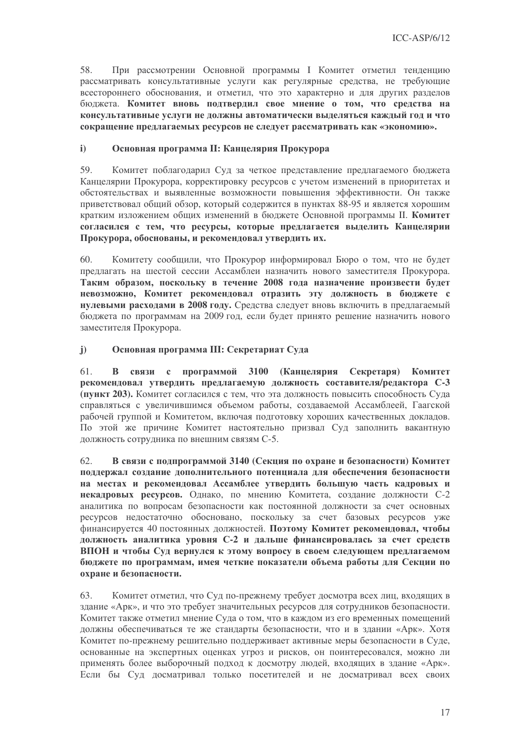58. При рассмотрении Основной программы I Комитет отметил тенденцию рассматривать консультативные услуги как регулярные средства, не требующие всестороннего обоснования, и отметил, что это характерно и для других разделов бюджета. **Комитет вновь подтвердил свое мнение о том, что средства на консультативные услуги не должны автоматически выделяться каждый год и что сокращение предлагаемых ресурсов не следует рассматривать как «экономию».**

### i) Основная программа II: Канцелярия Прокурора

59. Комитет поблагодарил Суд за четкое представление предлагаемого бюджета Канцелярии Прокурора, корректировку ресурсов с учетом изменений в приоритетах и обстоятельствах и выявленные возможности повышения эффективности. Он также приветствовал общий обзор, который содержится в пунктах 88-95 и является хорошим кратким изложением общих изменений в бюджете Основной программы II. **Комитет согласился с тем, что ресурсы, которые предлагается выделить Канцелярии Прокурора, обоснованы, и рекомендовал утвердить их.**

60. Комитету сообщили, что Прокурор информировал Бюро о том, что не будет предлагать на шестой сессии Ассамблеи назначить нового заместителя Прокурора. **Таким образом, поскольку в течение 2008 года назначение произвести будет невозможно, Комитет рекомендовал отразить эту должность в бюджете с нулевыми расходами в 2008 году.** Средства следует вновь включить в предлагаемый бюджета по программам на 2009 год, если будет принято решение назначить нового заместителя Прокурора.

### j) Основная программа III: Секретариат Суда

61. **В связи с программой 3100 (Канцелярия Секретаря) Комитет рекомендовал утвердить предлагаемую должность составителя/редактора С-3 (пункт 203).** Комитет согласился с тем, что эта должность повысить способность Суда справляться с увеличившимся объемом работы, создаваемой Ассамблеей, Гаагской рабочей группой и Комитетом, включая подготовку хороших качественных докладов. По этой же причине Комитет настоятельно призвал Суд заполнить вакантную должность сотрудника по внешним связям С-5.

62. **В связи с подпрограммой 3140 (Секция по охране и безопасности) Комитет поддержал создание дополнительного потенциала для обеспечения безопасности на местах и рекомендовал Ассамблее утвердить большую часть кадровых и некадровых ресурсов.** Однако, по мнению Комитета, создание должности С-2 аналитика по вопросам безопасности как постоянной должности за счет основных ресурсов недостаточно обосновано, поскольку за счет базовых ресурсов уже финансируется 40 постоянных должностей. **Поэтому Комитет рекомендовал, чтобы должность аналитика уровня С-2 и дальше финансировалась за счет средств ВПОН и чтобы Суд вернулся к этому вопросу в своем следующем предлагаемом бюджете по программам, имея четкие показатели объема работы для Секции по охране и безопасности.**

63. Комитет отметил, что Суд по-прежнему требует досмотра всех лиц, входящих в здание «Арк», и что это требует значительных ресурсов для сотрудников безопасности. Комитет также отметил мнение Суда о том, что в каждом из его временных помещений должны обеспечиваться те же стандарты безопасности, что и в здании «Арк». Хотя Комитет по-прежнему решительно поддерживает активные меры безопасности в Суде, основанные на экспертных оценках угроз и рисков, он поинтересовался, можно ли применять более выборочный подход к досмотру людей, входящих в здание «Арк». Если бы Суд досматривал только посетителей и не досматривал всех своих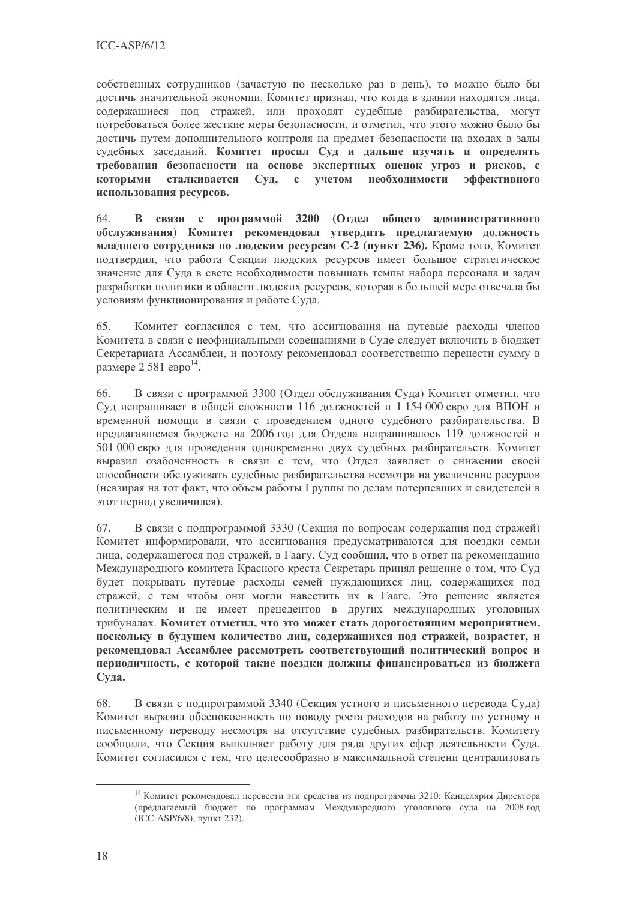собственных сотрудников (зачастую по несколько раз в день), то можно было бы достичь значительной экономии. Комитет признал, что когда в здании находятся лица, содержащиеся под стражей, или проходят судебные разбирательства, могут потребоваться более жесткие меры безопасности, и отметил, что этого можно было бы достичь путем дополнительного контроля на предмет безопасности на входах в залы судебных заседаний. **Комитет просил Суд и дальше изучать и определять требования безопасности на основе экспертных оценок угроз и рисков, с которыми сталкивается Суд, с учетом необходимости эффективного использования ресурсов.**

64. **В связи с программой 3200 (Отдел общего административного обслуживания) Комитет рекомендовал утвердить предлагаемую должность младшего сотрудника по людским ресурсам С-2 (пункт 236).** Кроме того, Комитет подтвердил, что работа Секции людских ресурсов имеет большое стратегическое значение для Суда в свете необходимости повышать темпы набора персонала и задач разработки политики в области людских ресурсов, которая в большей мере отвечала бы условиям функционирования и работе Суда.

65. Комитет согласился с тем, что ассигнования на путевые расходы членов Комитета в связи с неофициальными совещаниями в Суде следует включить в бюджет Секретариата Ассамблеи, и поэтому рекомендовал соответственно перенести сумму в размере 2 581 евро[14].

66. В связи с программой 3300 (Отдел обслуживания Суда) Комитет отметил, что Суд испрашивает в общей сложности 116 должностей и 1 154 000 евро для ВПОН и временной помощи в связи с проведением одного судебного разбирательства. В предлагавшемся бюджете на 2006 год для Отдела испрашивалось 119 должностей и 501 000 евро для проведения одновременно двух судебных разбирательств. Комитет выразил озабоченность в связи с тем, что Отдел заявляет о снижении своей способности обслуживать судебные разбирательства несмотря на увеличение ресурсов (невзирая на тот факт, что объем работы Группы по делам потерпевших и свидетелей в этот период увеличился).

67. В связи с подпрограммой 3330 (Секция по вопросам содержания под стражей) Комитет информировали, что ассигнования предусматриваются для поездки семьи лица, содержащегося под стражей, в Гаагу. Суд сообщил, что в ответ на рекомендацию Международного комитета Красного креста Секретарь принял решение о том, что Суд будет покрывать путевые расходы семей нуждающихся лиц, содержащихся под стражей, с тем чтобы они могли навестить их в Гааге. Это решение является политическим и не имеет прецедентов в других международных уголовных трибуналах. **Комитет отметил, что это может стать дорогостоящим мероприятием, поскольку в будущем количество лиц, содержащихся под стражей, возрастет, и рекомендовал Ассамблее рассмотреть соответствующий политический вопрос и периодичность, с которой такие поездки должны финансироваться из бюджета Суда.**

68. В связи с подпрограммой 3340 (Секция устного и письменного перевода Суда) Комитет выразил обеспокоенность по поводу роста расходов на работу по устному и письменному переводу несмотря на отсутствие судебных разбирательств. Комитету сообщили, что Секция выполняет работу для ряда других сфер деятельности Суда. Комитет согласился с тем, что целесообразно в максимальной степени централизовать

[14] Комитет рекомендовал перевести эти средства из подпрограммы 3210: Канцелярия Директора (предлагаемый бюджет по программам Международного уголовного суда на 2008 год (ICC-ASP/6/8), пункт 232).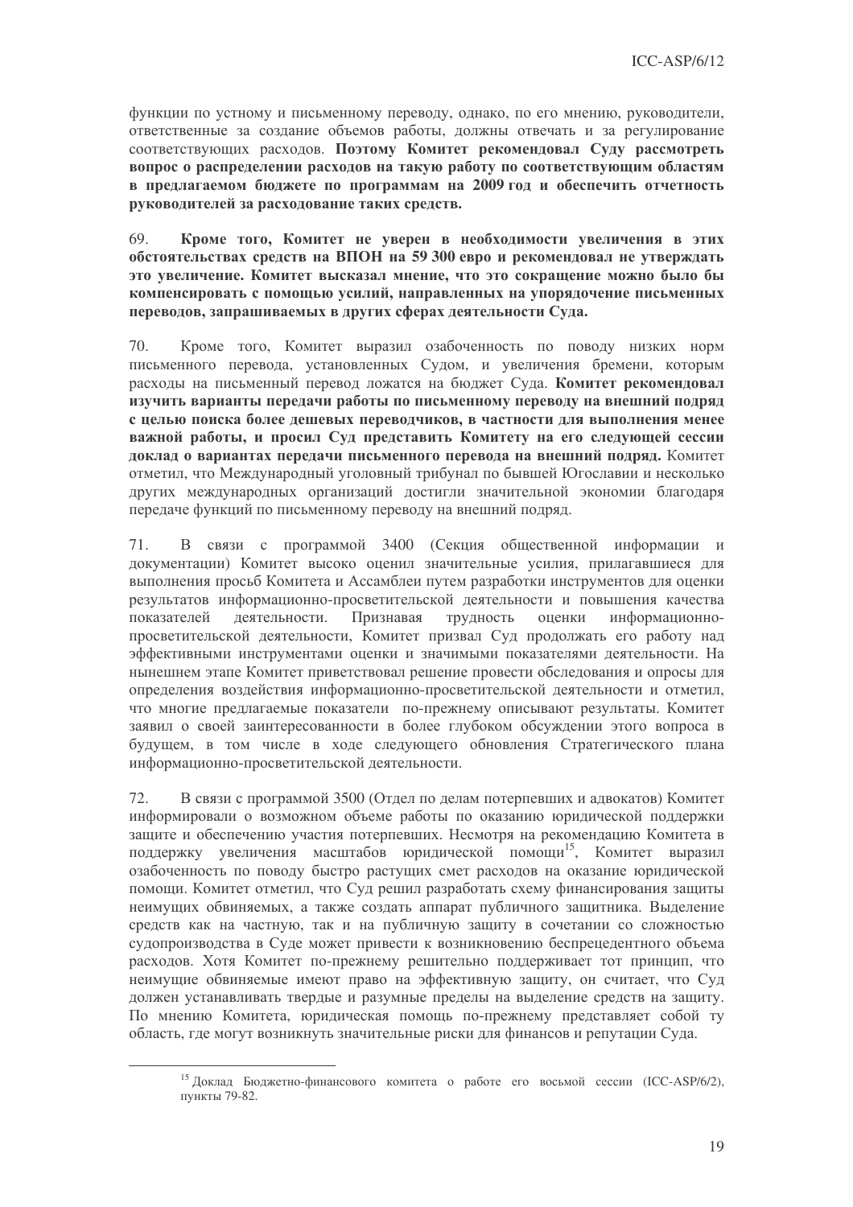функции по устному и письменному переводу, однако, по его мнению, руководители, ответственные за создание объемов работы, должны отвечать и за регулирование соответствующих расходов. **Поэтому Комитет рекомендовал Суду рассмотреть вопрос о распределении расходов на такую работу по соответствующим областям в предлагаемом бюджете по программам на 2009 год и обеспечить отчетность руководителей за расходование таких средств.**

69. **Кроме того, Комитет не уверен в необходимости увеличения в этих обстоятельствах средств на ВПОН на 59 300 евро и рекомендовал не утверждать это увеличение. Комитет высказал мнение, что это сокращение можно было бы компенсировать с помощью усилий, направленных на упорядочение письменных переводов, запрашиваемых в других сферах деятельности Суда.**

70. Кроме того, Комитет выразил озабоченность по поводу низких норм письменного перевода, установленных Судом, и увеличения бремени, которым расходы на письменный перевод ложатся на бюджет Суда. **Комитет рекомендовал изучить варианты передачи работы по письменному переводу на внешний подряд с целью поиска более дешевых переводчиков, в частности для выполнения менее важной работы, и просил Суд представить Комитету на его следующей сессии доклад о вариантах передачи письменного перевода на внешний подряд.** Комитет отметил, что Международный уголовный трибунал по бывшей Югославии и несколько других международных организаций достигли значительной экономии благодаря передаче функций по письменному переводу на внешний подряд.

71. В связи с программой 3400 (Секция общественной информации и документации) Комитет высоко оценил значительные усилия, прилагавшиеся для выполнения просьб Комитета и Ассамблеи путем разработки инструментов для оценки результатов информационно-просветительской деятельности и повышения качества показателей деятельности. Признавая трудность оценки информационно-просветительской деятельности, Комитет призвал Суд продолжать его работу над эффективными инструментами оценки и значимыми показателями деятельности. На нынешнем этапе Комитет приветствовал решение провести обследования и опросы для определения воздействия информационно-просветительской деятельности и отметил, что многие предлагаемые показатели по-прежнему описывают результаты. Комитет заявил о своей заинтересованности в более глубоком обсуждении этого вопроса в будущем, в том числе в ходе следующего обновления Стратегического плана информационно-просветительской деятельности.

72. В связи с программой 3500 (Отдел по делам потерпевших и адвокатов) Комитет информировали о возможном объеме работы по оказанию юридической поддержки защите и обеспечению участия потерпевших. Несмотря на рекомендацию Комитета в поддержку увеличения масштабов юридической помощи[15], Комитет выразил озабоченность по поводу быстро растущих смет расходов на оказание юридической помощи. Комитет отметил, что Суд решил разработать схему финансирования защиты неимущих обвиняемых, а также создать аппарат публичного защитника. Выделение средств как на частную, так и на публичную защиту в сочетании со сложностью судопроизводства в Суде может привести к возникновению беспрецедентного объема расходов. Хотя Комитет по-прежнему решительно поддерживает тот принцип, что неимущие обвиняемые имеют право на эффективную защиту, он считает, что Суд должен устанавливать твердые и разумные пределы на выделение средств на защиту. По мнению Комитета, юридическая помощь по-прежнему представляет собой ту область, где могут возникнуть значительные риски для финансов и репутации Суда.

---

[15] Доклад Бюджетно-финансового комитета о работе его восьмой сессии (ICC-ASP/6/2), пункты 79-82.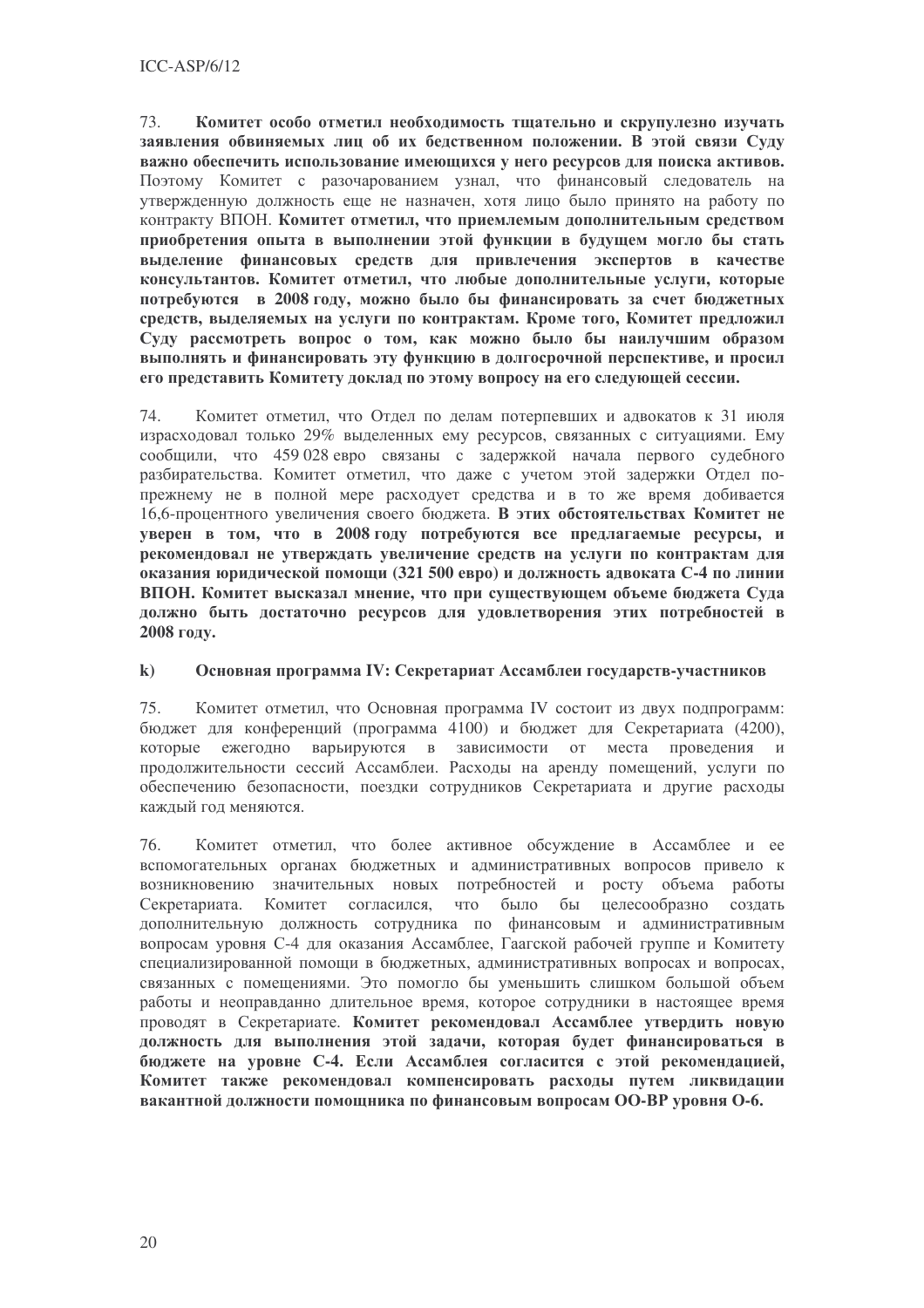73. **Комитет особо отметил необходимость тщательно и скрупулезно изучать заявления обвиняемых лиц об их бедственном положении. В этой связи Суду важно обеспечить использование имеющихся у него ресурсов для поиска активов.** Поэтому Комитет с разочарованием узнал, что финансовый следователь на утвержденную должность еще не назначен, хотя лицо было принято на работу по контракту ВПОН. **Комитет отметил, что приемлемым дополнительным средством приобретения опыта в выполнении этой функции в будущем могло бы стать выделение финансовых средств для привлечения экспертов в качестве консультантов. Комитет отметил, что любые дополнительные услуги, которые потребуются в 2008 году, можно было бы финансировать за счет бюджетных средств, выделяемых на услуги по контрактам. Кроме того, Комитет предложил Суду рассмотреть вопрос о том, как можно было бы наилучшим образом выполнять и финансировать эту функцию в долгосрочной перспективе, и просил его представить Комитету доклад по этому вопросу на его следующей сессии.**

74. Комитет отметил, что Отдел по делам потерпевших и адвокатов к 31 июля израсходовал только 29% выделенных ему ресурсов, связанных с ситуациями. Ему сообщили, что 459 028 евро связаны с задержкой начала первого судебного разбирательства. Комитет отметил, что даже с учетом этой задержки Отдел по-прежнему не в полной мере расходует средства и в то же время добивается 16,6-процентного увеличения своего бюджета. **В этих обстоятельствах Комитет не уверен в том, что в 2008 году потребуются все предлагаемые ресурсы, и рекомендовал не утверждать увеличение средств на услуги по контрактам для оказания юридической помощи (321 500 евро) и должность адвоката С-4 по линии ВПОН. Комитет высказал мнение, что при существующем объеме бюджета Суда должно быть достаточно ресурсов для удовлетворения этих потребностей в 2008 году.**

#### k) Основная программа IV: Секретариат Ассамблеи государств-участников

75. Комитет отметил, что Основная программа IV состоит из двух подпрограмм: бюджет для конференций (программа 4100) и бюджет для Секретариата (4200), которые ежегодно варьируются в зависимости от места проведения и продолжительности сессий Ассамблеи. Расходы на аренду помещений, услуги по обеспечению безопасности, поездки сотрудников Секретариата и другие расходы каждый год меняются.

76. Комитет отметил, что более активное обсуждение в Ассамблее и ее вспомогательных органах бюджетных и административных вопросов привело к возникновению значительных новых потребностей и росту объема работы Секретариата. Комитет согласился, что было бы целесообразно создать дополнительную должность сотрудника по финансовым и административным вопросам уровня С-4 для оказания Ассамблее, Гаагской рабочей группе и Комитету специализированной помощи в бюджетных, административных вопросах и вопросах, связанных с помещениями. Это помогло бы уменьшить слишком большой объем работы и неоправданно длительное время, которое сотрудники в настоящее время проводят в Секретариате. **Комитет рекомендовал Ассамблее утвердить новую должность для выполнения этой задачи, которая будет финансироваться в бюджете на уровне С-4. Если Ассамблея согласится с этой рекомендацией, Комитет также рекомендовал компенсировать расходы путем ликвидации вакантной должности помощника по финансовым вопросам ОО-ВР уровня О-6.**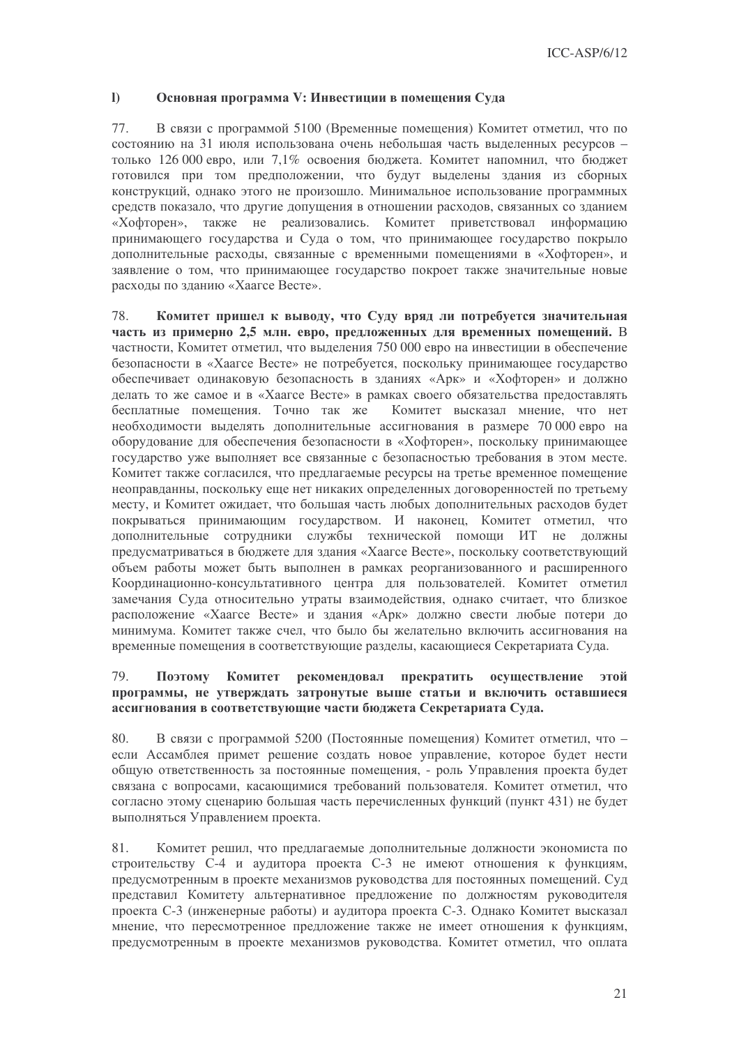### l) Основная программа V: Инвестиции в помещения Суда

77. В связи с программой 5100 (Временные помещения) Комитет отметил, что по состоянию на 31 июля использована очень небольшая часть выделенных ресурсов – только 126 000 евро, или 7,1% освоения бюджета. Комитет напомнил, что бюджет готовился при том предположении, что будут выделены здания из сборных конструкций, однако этого не произошло. Минимальное использование программных средств показало, что другие допущения в отношении расходов, связанных со зданием «Хофторен», также не реализовались. Комитет приветствовал информацию принимающего государства и Суда о том, что принимающее государство покрыло дополнительные расходы, связанные с временными помещениями в «Хофторен», и заявление о том, что принимающее государство покроет также значительные новые расходы по зданию «Хаагсе Весте».

78. **Комитет пришел к выводу, что Суду вряд ли потребуется значительная часть из примерно 2,5 млн. евро, предложенных для временных помещений.** В частности, Комитет отметил, что выделения 750 000 евро на инвестиции в обеспечение безопасности в «Хаагсе Весте» не потребуется, поскольку принимающее государство обеспечивает одинаковую безопасность в зданиях «Арк» и «Хофторен» и должно делать то же самое и в «Хаагсе Весте» в рамках своего обязательства предоставлять бесплатные помещения. Точно так же Комитет высказал мнение, что нет необходимости выделять дополнительные ассигнования в размере 70 000 евро на оборудование для обеспечения безопасности в «Хофторен», поскольку принимающее государство уже выполняет все связанные с безопасностью требования в этом месте. Комитет также согласился, что предлагаемые ресурсы на третье временное помещение неоправданны, поскольку еще нет никаких определенных договоренностей по третьему месту, и Комитет ожидает, что большая часть любых дополнительных расходов будет покрываться принимающим государством. И наконец, Комитет отметил, что дополнительные сотрудники службы технической помощи ИТ не должны предусматриваться в бюджете для здания «Хаагсе Весте», поскольку соответствующий объем работы может быть выполнен в рамках реорганизованного и расширенного Координационно-консультативного центра для пользователей. Комитет отметил замечания Суда относительно утраты взаимодействия, однако считает, что близкое расположение «Хаагсе Весте» и здания «Арк» должно свести любые потери до минимума. Комитет также счел, что было бы желательно включить ассигнования на временные помещения в соответствующие разделы, касающиеся Секретариата Суда.

79. **Поэтому Комитет рекомендовал прекратить осуществление этой программы, не утверждать затронутые выше статьи и включить оставшиеся ассигнования в соответствующие части бюджета Секретариата Суда.**

80. В связи с программой 5200 (Постоянные помещения) Комитет отметил, что – если Ассамблея примет решение создать новое управление, которое будет нести общую ответственность за постоянные помещения, - роль Управления проекта будет связана с вопросами, касающимися требований пользователя. Комитет отметил, что согласно этому сценарию большая часть перечисленных функций (пункт 431) не будет выполняться Управлением проекта.

81. Комитет решил, что предлагаемые дополнительные должности экономиста по строительству С-4 и аудитора проекта С-3 не имеют отношения к функциям, предусмотренным в проекте механизмов руководства для постоянных помещений. Суд представил Комитету альтернативное предложение по должностям руководителя проекта С-3 (инженерные работы) и аудитора проекта С-3. Однако Комитет высказал мнение, что пересмотренное предложение также не имеет отношения к функциям, предусмотренным в проекте механизмов руководства. Комитет отметил, что оплата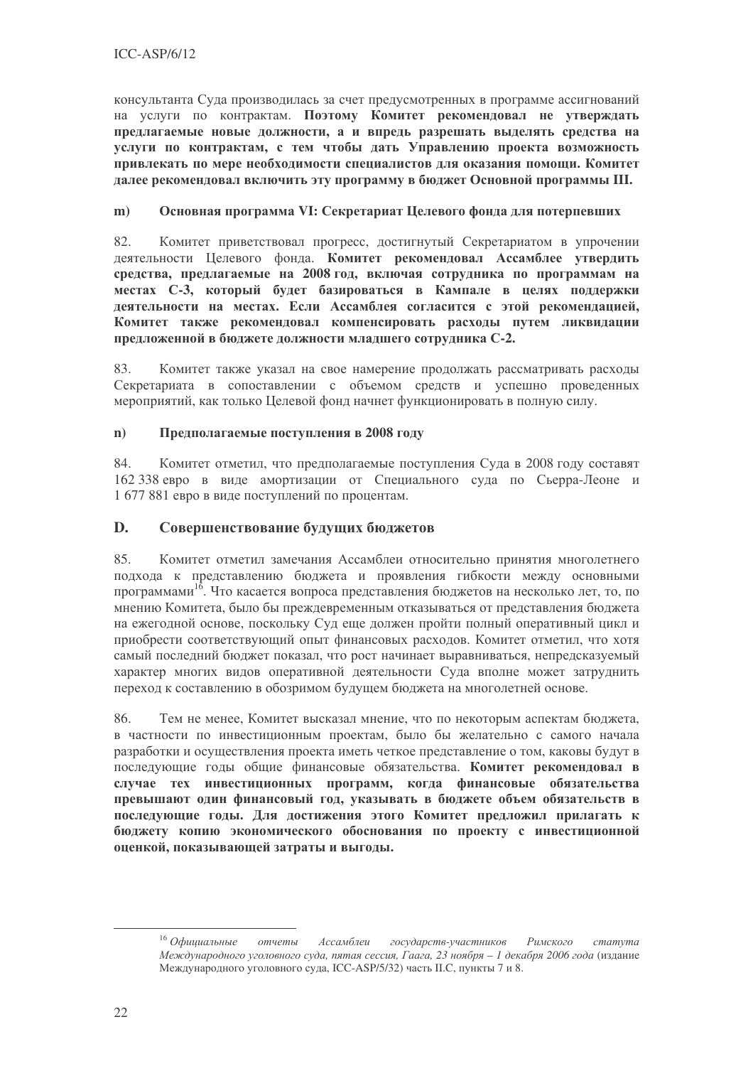консультанта Суда производилась за счет предусмотренных в программе ассигнований на услуги по контрактам. **Поэтому Комитет рекомендовал не утверждать предлагаемые новые должности, а и впредь разрешать выделять средства на услуги по контрактам, с тем чтобы дать Управлению проекта возможность привлекать по мере необходимости специалистов для оказания помощи. Комитет далее рекомендовал включить эту программу в бюджет Основной программы III.**

### m) Основная программа VI: Секретариат Целевого фонда для потерпевших

82. Комитет приветствовал прогресс, достигнутый Секретариатом в упрочении деятельности Целевого фонда. **Комитет рекомендовал Ассамблее утвердить средства, предлагаемые на 2008 год, включая сотрудника по программам на местах С-3, который будет базироваться в Кампале в целях поддержки деятельности на местах. Если Ассамблея согласится с этой рекомендацией, Комитет также рекомендовал компенсировать расходы путем ликвидации предложенной в бюджете должности младшего сотрудника С-2.**

83. Комитет также указал на свое намерение продолжать рассматривать расходы Секретариата в сопоставлении с объемом средств и успешно проведенных мероприятий, как только Целевой фонд начнет функционировать в полную силу.

### n) Предполагаемые поступления в 2008 году

84. Комитет отметил, что предполагаемые поступления Суда в 2008 году составят 162 338 евро в виде амортизации от Специального суда по Сьерра-Леоне и 1 677 881 евро в виде поступлений по процентам.

## D. Совершенствование будущих бюджетов

85. Комитет отметил замечания Ассамблеи относительно принятия многолетнего подхода к представлению бюджета и проявления гибкости между основными программами[16]. Что касается вопроса представления бюджетов на несколько лет, то, по мнению Комитета, было бы преждевременным отказываться от представления бюджета на ежегодной основе, поскольку Суд еще должен пройти полный оперативный цикл и приобрести соответствующий опыт финансовых расходов. Комитет отметил, что хотя самый последний бюджет показал, что рост начинает выравниваться, непредсказуемый характер многих видов оперативной деятельности Суда вполне может затруднить переход к составлению в обозримом будущем бюджета на многолетней основе.

86. Тем не менее, Комитет высказал мнение, что по некоторым аспектам бюджета, в частности по инвестиционным проектам, было бы желательно с самого начала разработки и осуществления проекта иметь четкое представление о том, каковы будут в последующие годы общие финансовые обязательства. **Комитет рекомендовал в случае тех инвестиционных программ, когда финансовые обязательства превышают один финансовый год, указывать в бюджете объем обязательств в последующие годы. Для достижения этого Комитет предложил прилагать к бюджету копию экономического обоснования по проекту с инвестиционной оценкой, показывающей затраты и выгоды.**

---

[16] *Официальные отчеты Ассамблеи государств-участников Римского статута Международного уголовного суда, пятая сессия, Гаага, 23 ноября – 1 декабря 2006 года* (издание Международного уголовного суда, ICC-ASP/5/32) часть II.C, пункты 7 и 8.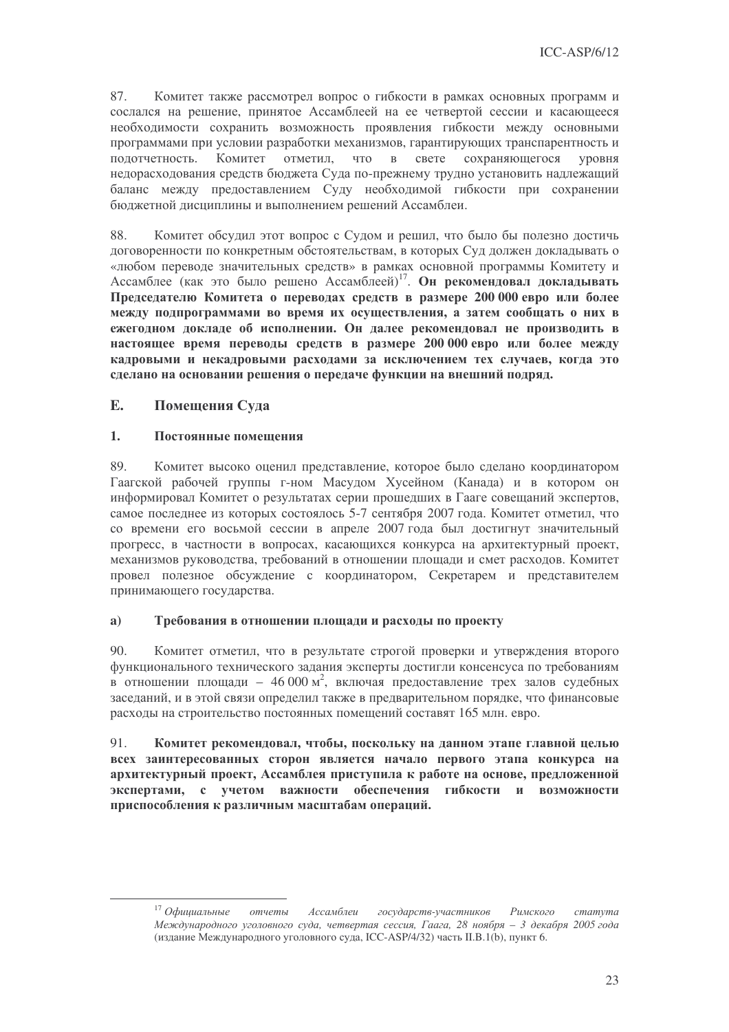87. Комитет также рассмотрел вопрос о гибкости в рамках основных программ и сослался на решение, принятое Ассамблеей на ее четвертой сессии и касающееся необходимости сохранить возможность проявления гибкости между основными программами при условии разработки механизмов, гарантирующих транспарентность и подотчетность. Комитет отметил, что в свете сохраняющегося уровня недорасходования средств бюджета Суда по-прежнему трудно установить надлежащий баланс между предоставлением Суду необходимой гибкости при сохранении бюджетной дисциплины и выполнением решений Ассамблеи.

88. Комитет обсудил этот вопрос с Судом и решил, что было бы полезно достичь договоренности по конкретным обстоятельствам, в которых Суд должен докладывать о «любом переводе значительных средств» в рамках основной программы Комитету и Ассамблее (как это было решено Ассамблеей)[17]. **Он рекомендовал докладывать Председателю Комитета о переводах средств в размере 200 000 евро или более между подпрограммами во время их осуществления, а затем сообщать о них в ежегодном докладе об исполнении. Он далее рекомендовал не производить в настоящее время переводы средств в размере 200 000 евро или более между кадровыми и некадровыми расходами за исключением тех случаев, когда это сделано на основании решения о передаче функции на внешний подряд.**

## E. Помещения Суда

### 1. Постоянные помещения

89. Комитет высоко оценил представление, которое было сделано координатором Гаагской рабочей группы г-ном Масудом Хусейном (Канада) и в котором он информировал Комитет о результатах серии прошедших в Гааге совещаний экспертов, самое последнее из которых состоялось 5-7 сентября 2007 года. Комитет отметил, что со времени его восьмой сессии в апреле 2007 года был достигнут значительный прогресс, в частности в вопросах, касающихся конкурса на архитектурный проект, механизмов руководства, требований в отношении площади и смет расходов. Комитет провел полезное обсуждение с координатором, Секретарем и представителем принимающего государства.

#### a) Требования в отношении площади и расходы по проекту

90. Комитет отметил, что в результате строгой проверки и утверждения второго функционального технического задания эксперты достигли консенсуса по требованиям в отношении площади – 46 000 м$^2$, включая предоставление трех залов судебных заседаний, и в этой связи определил также в предварительном порядке, что финансовые расходы на строительство постоянных помещений составят 165 млн. евро.

91. **Комитет рекомендовал, чтобы, поскольку на данном этапе главной целью всех заинтересованных сторон является начало первого этапа конкурса на архитектурный проект, Ассамблея приступила к работе на основе, предложенной экспертами, с учетом важности обеспечения гибкости и возможности приспособления к различным масштабам операций.**

---

[17] *Официальные отчеты Ассамблеи государств-участников Римского статута Международного уголовного суда, четвертая сессия, Гаага, 28 ноября – 3 декабря 2005 года* (издание Международного уголовного суда, ICC-ASP/4/32) часть II.B.1(b), пункт 6.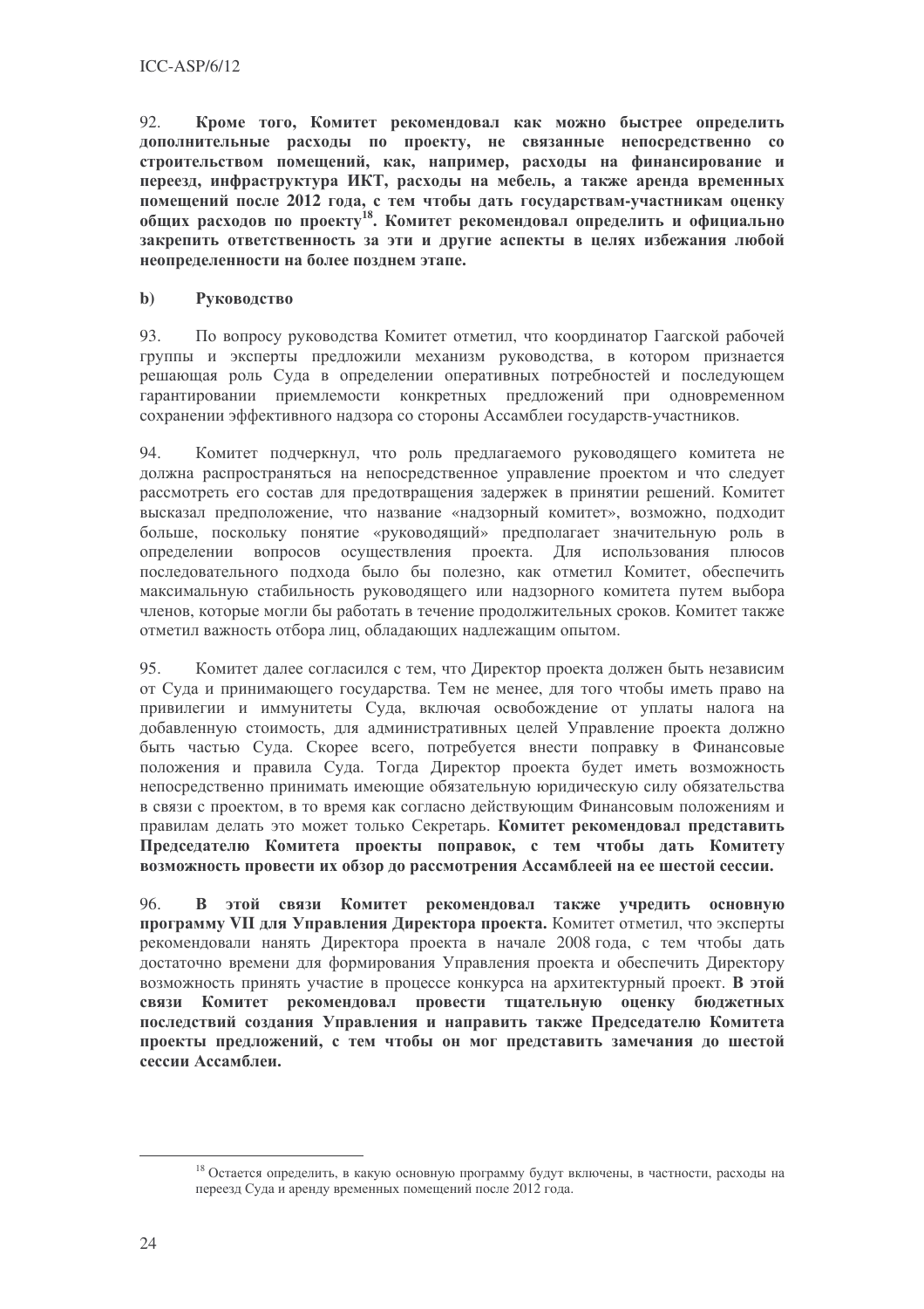92. **Кроме того, Комитет рекомендовал как можно быстрее определить дополнительные расходы по проекту, не связанные непосредственно со строительством помещений, как, например, расходы на финансирование и переезд, инфраструктура ИКТ, расходы на мебель, а также аренда временных помещений после 2012 года, с тем чтобы дать государствам-участникам оценку общих расходов по проекту[18]. Комитет рекомендовал определить и официально закрепить ответственность за эти и другие аспекты в целях избежания любой неопределенности на более позднем этапе.**

### b) Руководство

93. По вопросу руководства Комитет отметил, что координатор Гаагской рабочей группы и эксперты предложили механизм руководства, в котором признается решающая роль Суда в определении оперативных потребностей и последующем гарантировании приемлемости конкретных предложений при одновременном сохранении эффективного надзора со стороны Ассамблеи государств-участников.

94. Комитет подчеркнул, что роль предлагаемого руководящего комитета не должна распространяться на непосредственное управление проектом и что следует рассмотреть его состав для предотвращения задержек в принятии решений. Комитет высказал предположение, что название «надзорный комитет», возможно, подходит больше, поскольку понятие «руководящий» предполагает значительную роль в определении вопросов осуществления проекта. Для использования плюсов последовательного подхода было бы полезно, как отметил Комитет, обеспечить максимальную стабильность руководящего или надзорного комитета путем выбора членов, которые могли бы работать в течение продолжительных сроков. Комитет также отметил важность отбора лиц, обладающих надлежащим опытом.

95. Комитет далее согласился с тем, что Директор проекта должен быть независим от Суда и принимающего государства. Тем не менее, для того чтобы иметь право на привилегии и иммунитеты Суда, включая освобождение от уплаты налога на добавленную стоимость, для административных целей Управление проекта должно быть частью Суда. Скорее всего, потребуется внести поправку в Финансовые положения и правила Суда. Тогда Директор проекта будет иметь возможность непосредственно принимать имеющие обязательную юридическую силу обязательства в связи с проектом, в то время как согласно действующим Финансовым положениям и правилам делать это может только Секретарь. **Комитет рекомендовал представить Председателю Комитета проекты поправок, с тем чтобы дать Комитету возможность провести их обзор до рассмотрения Ассамблеей на ее шестой сессии.**

96. **В этой связи Комитет рекомендовал также учредить основную программу VII для Управления Директора проекта.** Комитет отметил, что эксперты рекомендовали нанять Директора проекта в начале 2008 года, с тем чтобы дать достаточно времени для формирования Управления проекта и обеспечить Директору возможность принять участие в процессе конкурса на архитектурный проект. **В этой связи Комитет рекомендовал провести тщательную оценку бюджетных последствий создания Управления и направить также Председателю Комитета проекты предложений, с тем чтобы он мог представить замечания до шестой сессии Ассамблеи.**

---

[18] Остается определить, в какую основную программу будут включены, в частности, расходы на переезд Суда и аренду временных помещений после 2012 года.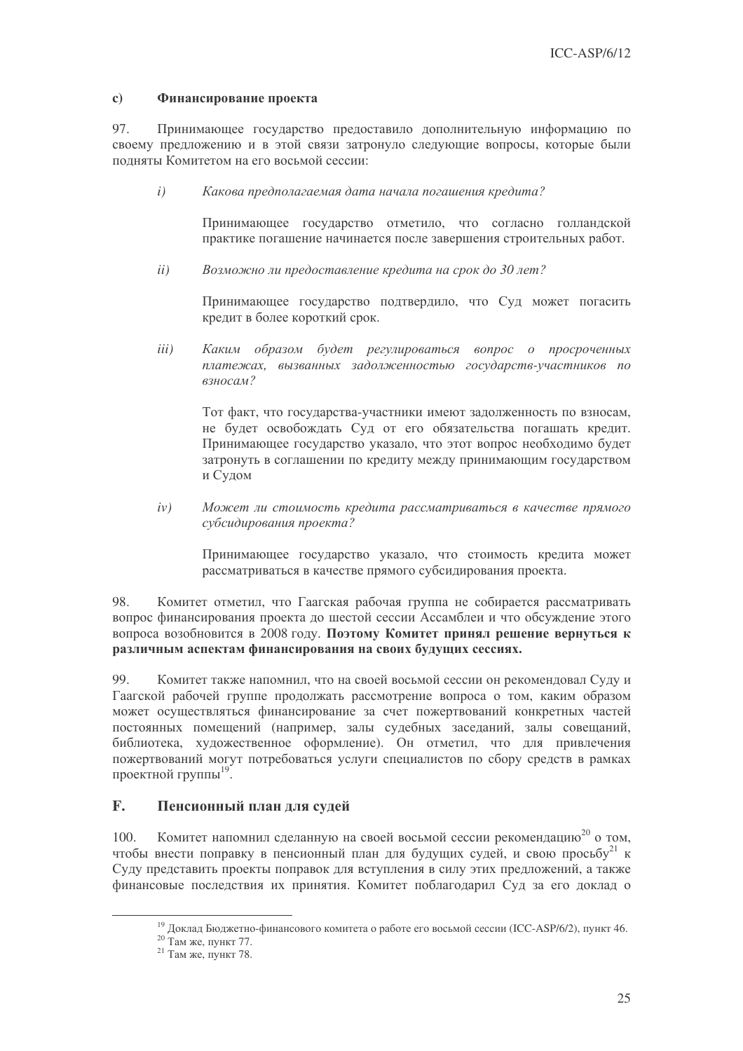### c) Финансирование проекта

97. Принимающее государство предоставило дополнительную информацию по своему предложению и в этой связи затронуло следующие вопросы, которые были подняты Комитетом на его восьмой сессии:

*i) Какова предполагаемая дата начала погашения кредита?*

Принимающее государство отметило, что согласно голландской практике погашение начинается после завершения строительных работ.

*ii) Возможно ли предоставление кредита на срок до 30 лет?*

Принимающее государство подтвердило, что Суд может погасить кредит в более короткий срок.

*iii) Каким образом будет регулироваться вопрос о просроченных платежах, вызванных задолженностью государств-участников по взносам?*

Тот факт, что государства-участники имеют задолженность по взносам, не будет освобождать Суд от его обязательства погашать кредит. Принимающее государство указало, что этот вопрос необходимо будет затронуть в соглашении по кредиту между принимающим государством и Судом

*iv) Может ли стоимость кредита рассматриваться в качестве прямого субсидирования проекта?*

Принимающее государство указало, что стоимость кредита может рассматриваться в качестве прямого субсидирования проекта.

98. Комитет отметил, что Гаагская рабочая группа не собирается рассматривать вопрос финансирования проекта до шестой сессии Ассамблеи и что обсуждение этого вопроса возобновится в 2008 году. **Поэтому Комитет принял решение вернуться к различным аспектам финансирования на своих будущих сессиях.**

99. Комитет также напомнил, что на своей восьмой сессии он рекомендовал Суду и Гаагской рабочей группе продолжать рассмотрение вопроса о том, каким образом может осуществляться финансирование за счет пожертвований конкретных частей постоянных помещений (например, залы судебных заседаний, залы совещаний, библиотека, художественное оформление). Он отметил, что для привлечения пожертвований могут потребоваться услуги специалистов по сбору средств в рамках проектной группы[19].

## F. Пенсионный план для судей

100. Комитет напомнил сделанную на своей восьмой сессии рекомендацию[20] о том, чтобы внести поправку в пенсионный план для будущих судей, и свою просьбу[21] к Суду представить проекты поправок для вступления в силу этих предложений, а также финансовые последствия их принятия. Комитет поблагодарил Суд за его доклад о

---

[19] Доклад Бюджетно-финансового комитета о работе его восьмой сессии (ICC-ASP/6/2), пункт 46.

[20] Там же, пункт 77.

[21] Там же, пункт 78.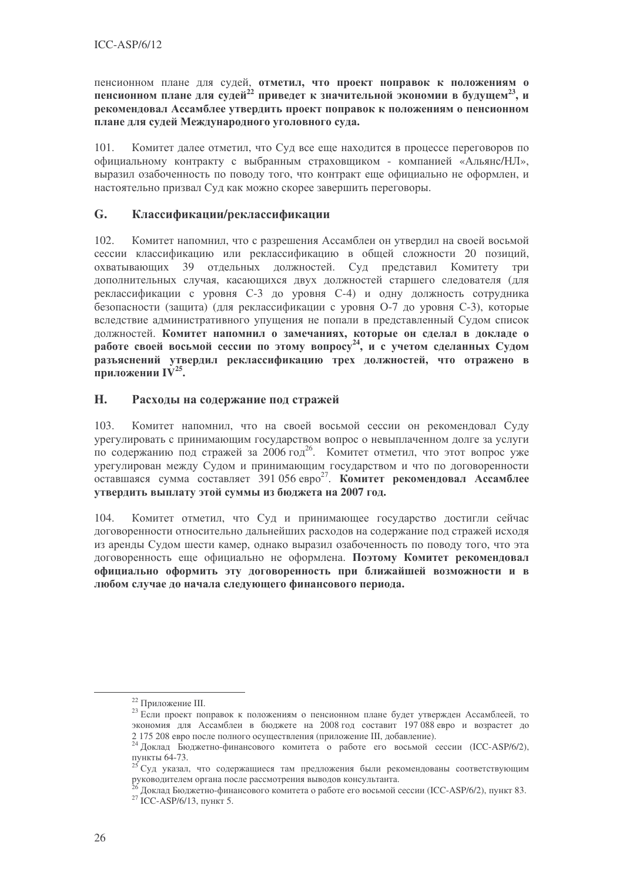пенсионном плане для судей, **отметил, что проект поправок к положениям о пенсионном плане для судей[22] приведет к значительной экономии в будущем[23], и рекомендовал Ассамблее утвердить проект поправок к положениям о пенсионном плане для судей Международного уголовного суда.**

101. Комитет далее отметил, что Суд все еще находится в процессе переговоров по официальному контракту с выбранным страховщиком - компанией «Альянс/НЛ», выразил озабоченность по поводу того, что контракт еще официально не оформлен, и настоятельно призвал Суд как можно скорее завершить переговоры.

## G. Классификации/реклассификации

102. Комитет напомнил, что с разрешения Ассамблеи он утвердил на своей восьмой сессии классификацию или реклассификацию в общей сложности 20 позиций, охватывающих 39 отдельных должностей. Суд представил Комитету три дополнительных случая, касающихся двух должностей старшего следователя (для реклассификации с уровня С-3 до уровня С-4) и одну должность сотрудника безопасности (защита) (для реклассификации с уровня О-7 до уровня С-3), которые вследствие административного упущения не попали в представленный Судом список должностей. **Комитет напомнил о замечаниях, которые он сделал в докладе о работе своей восьмой сессии по этому вопросу[24], и с учетом сделанных Судом разъяснений утвердил реклассификацию трех должностей, что отражено в приложении IV[25].**

## H. Расходы на содержание под стражей

103. Комитет напомнил, что на своей восьмой сессии он рекомендовал Суду урегулировать с принимающим государством вопрос о невыплаченном долге за услуги по содержанию под стражей за 2006 год[26]. Комитет отметил, что этот вопрос уже урегулирован между Судом и принимающим государством и что по договоренности оставшаяся сумма составляет 391 056 евро[27]. **Комитет рекомендовал Ассамблее утвердить выплату этой суммы из бюджета на 2007 год.**

104. Комитет отметил, что Суд и принимающее государство достигли сейчас договоренности относительно дальнейших расходов на содержание под стражей исходя из аренды Судом шести камер, однако выразил озабоченность по поводу того, что эта договоренность еще официально не оформлена. **Поэтому Комитет рекомендовал официально оформить эту договоренность при ближайшей возможности и в любом случае до начала следующего финансового периода.**

---

[22] Приложение III.

[23] Если проект поправок к положениям о пенсионном плане будет утвержден Ассамблеей, то экономия для Ассамблеи в бюджете на 2008 год составит 197 088 евро и возрастет до 2 175 208 евро после полного осуществления (приложение III, добавление).

[24] Доклад Бюджетно-финансового комитета о работе его восьмой сессии (ICC-ASP/6/2), пункты 64-73.

[25] Суд указал, что содержащиеся там предложения были рекомендованы соответствующим руководителем органа после рассмотрения выводов консультанта.

[26] Доклад Бюджетно-финансового комитета о работе его восьмой сессии (ICC-ASP/6/2), пункт 83.

[27] ICC-ASP/6/13, пункт 5.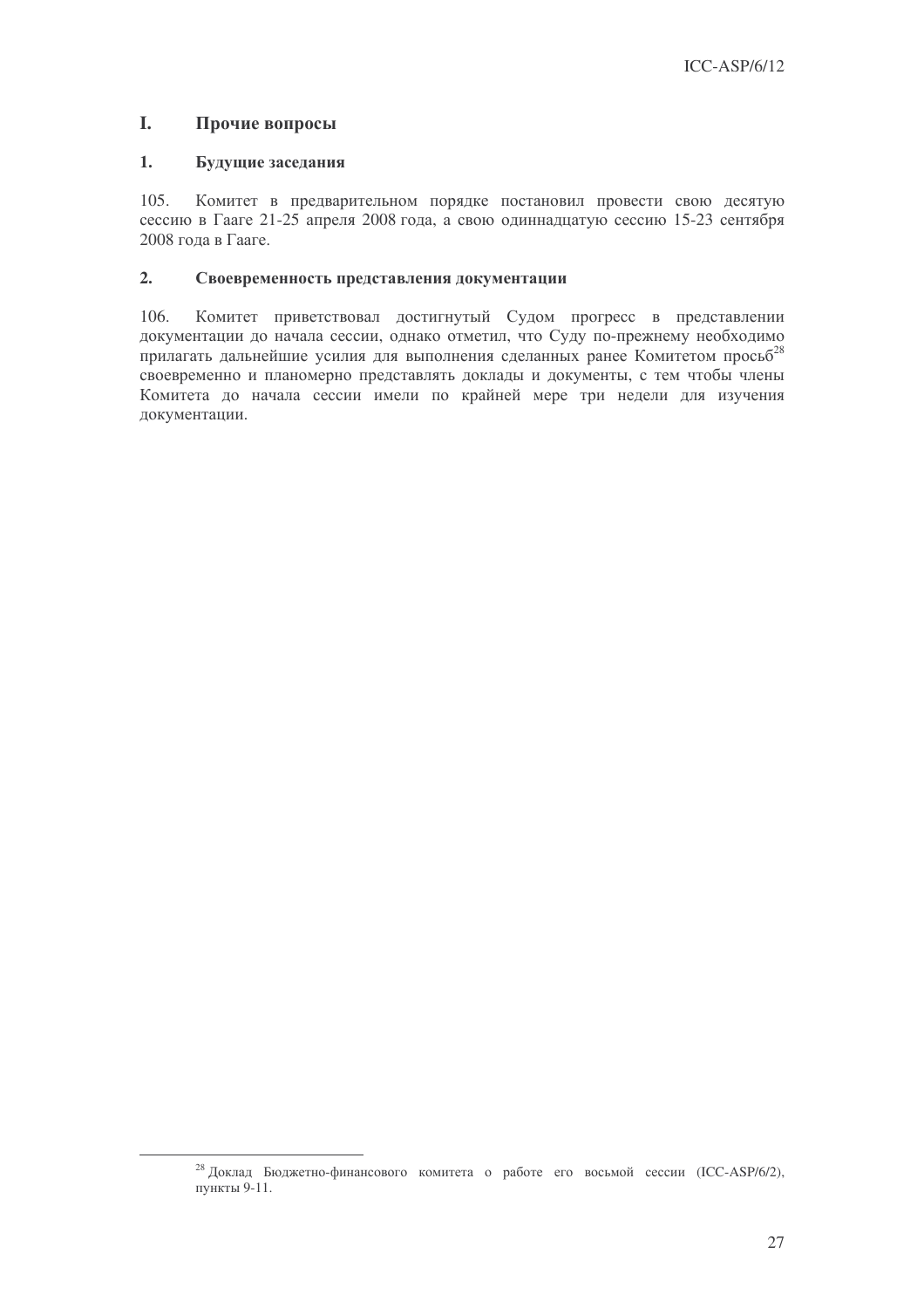# I. Прочие вопросы

## 1. Будущие заседания

105. Комитет в предварительном порядке постановил провести свою десятую сессию в Гааге 21-25 апреля 2008 года, а свою одиннадцатую сессию 15-23 сентября 2008 года в Гааге.

## 2. Своевременность представления документации

106. Комитет приветствовал достигнутый Судом прогресс в представлении документации до начала сессии, однако отметил, что Суду по-прежнему необходимо прилагать дальнейшие усилия для выполнения сделанных ранее Комитетом просьб[28] своевременно и планомерно представлять доклады и документы, с тем чтобы члены Комитета до начала сессии имели по крайней мере три недели для изучения документации.

---

[28] Доклад Бюджетно-финансового комитета о работе его восьмой сессии (ICC-ASP/6/2), пункты 9-11.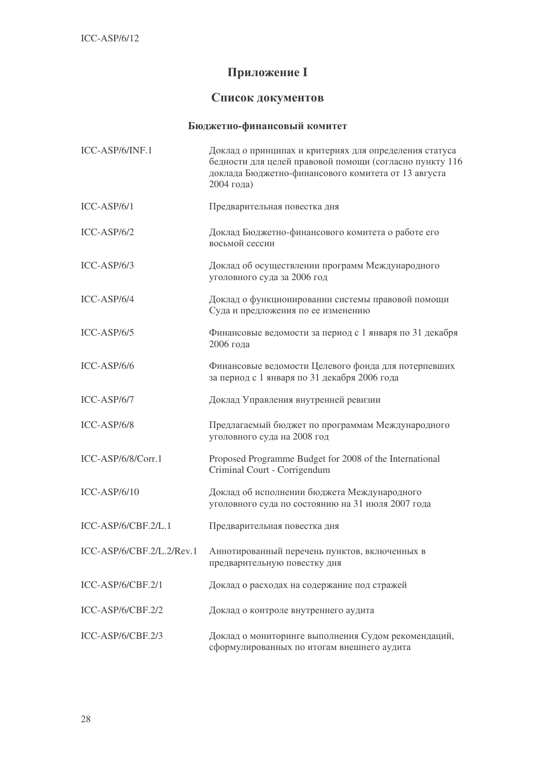# Приложение I

## Список документов

### Бюджетно-финансовый комитет

| | |
|---|---|
| ICC-ASP/6/INF.1 | Доклад о принципах и критериях для определения статуса бедности для целей правовой помощи (согласно пункту 116 доклада Бюджетно-финансового комитета от 13 августа 2004 года) |
| ICC-ASP/6/1 | Предварительная повестка дня |
| ICC-ASP/6/2 | Доклад Бюджетно-финансового комитета о работе его восьмой сессии |
| ICC-ASP/6/3 | Доклад об осуществлении программ Международного уголовного суда за 2006 год |
| ICC-ASP/6/4 | Доклад о функционировании системы правовой помощи Суда и предложения по ее изменению |
| ICC-ASP/6/5 | Финансовые ведомости за период с 1 января по 31 декабря 2006 года |
| ICC-ASP/6/6 | Финансовые ведомости Целевого фонда для потерпевших за период с 1 января по 31 декабря 2006 года |
| ICC-ASP/6/7 | Доклад Управления внутренней ревизии |
| ICC-ASP/6/8 | Предлагаемый бюджет по программам Международного уголовного суда на 2008 год |
| ICC-ASP/6/8/Corr.1 | Proposed Programme Budget for 2008 of the International Criminal Court - Corrigendum |
| ICC-ASP/6/10 | Доклад об исполнении бюджета Международного уголовного суда по состоянию на 31 июля 2007 года |
| ICC-ASP/6/CBF.2/L.1 | Предварительная повестка дня |
| ICC-ASP/6/CBF.2/L.2/Rev.1 | Аннотированный перечень пунктов, включенных в предварительную повестку дня |
| ICC-ASP/6/CBF.2/1 | Доклад о расходах на содержание под стражей |
| ICC-ASP/6/CBF.2/2 | Доклад о контроле внутреннего аудита |
| ICC-ASP/6/CBF.2/3 | Доклад о мониторинге выполнения Судом рекомендаций, сформулированных по итогам внешнего аудита |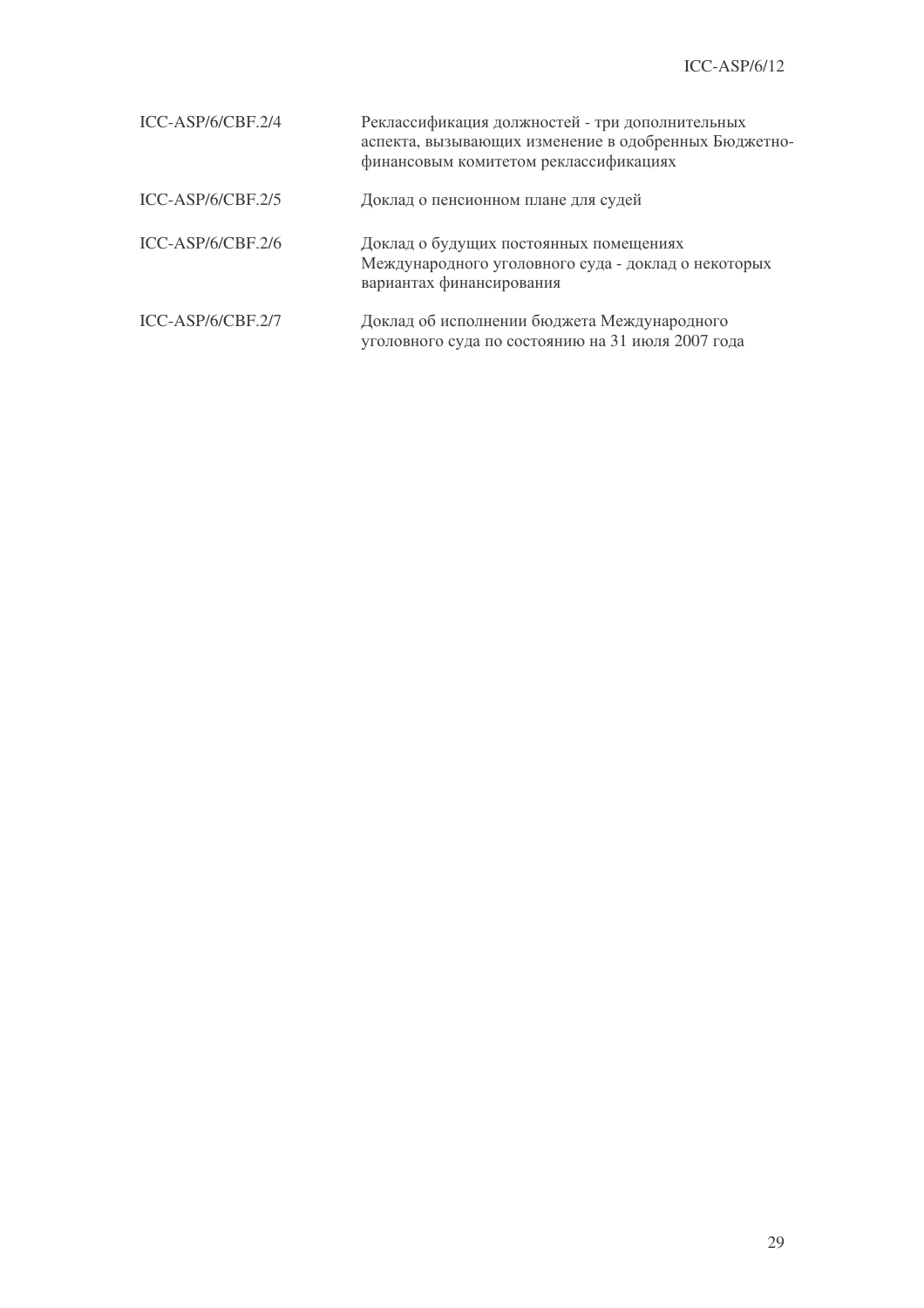| | |
|---|---|
| ICC-ASP/6/CBF.2/4 | Реклассификация должностей - три дополнительных аспекта, вызывающих изменение в одобренных Бюджетно-финансовым комитетом реклассификациях |
| ICC-ASP/6/CBF.2/5 | Доклад о пенсионном плане для судей |
| ICC-ASP/6/CBF.2/6 | Доклад о будущих постоянных помещениях Международного уголовного суда - доклад о некоторых вариантах финансирования |
| ICC-ASP/6/CBF.2/7 | Доклад об исполнении бюджета Международного уголовного суда по состоянию на 31 июля 2007 года |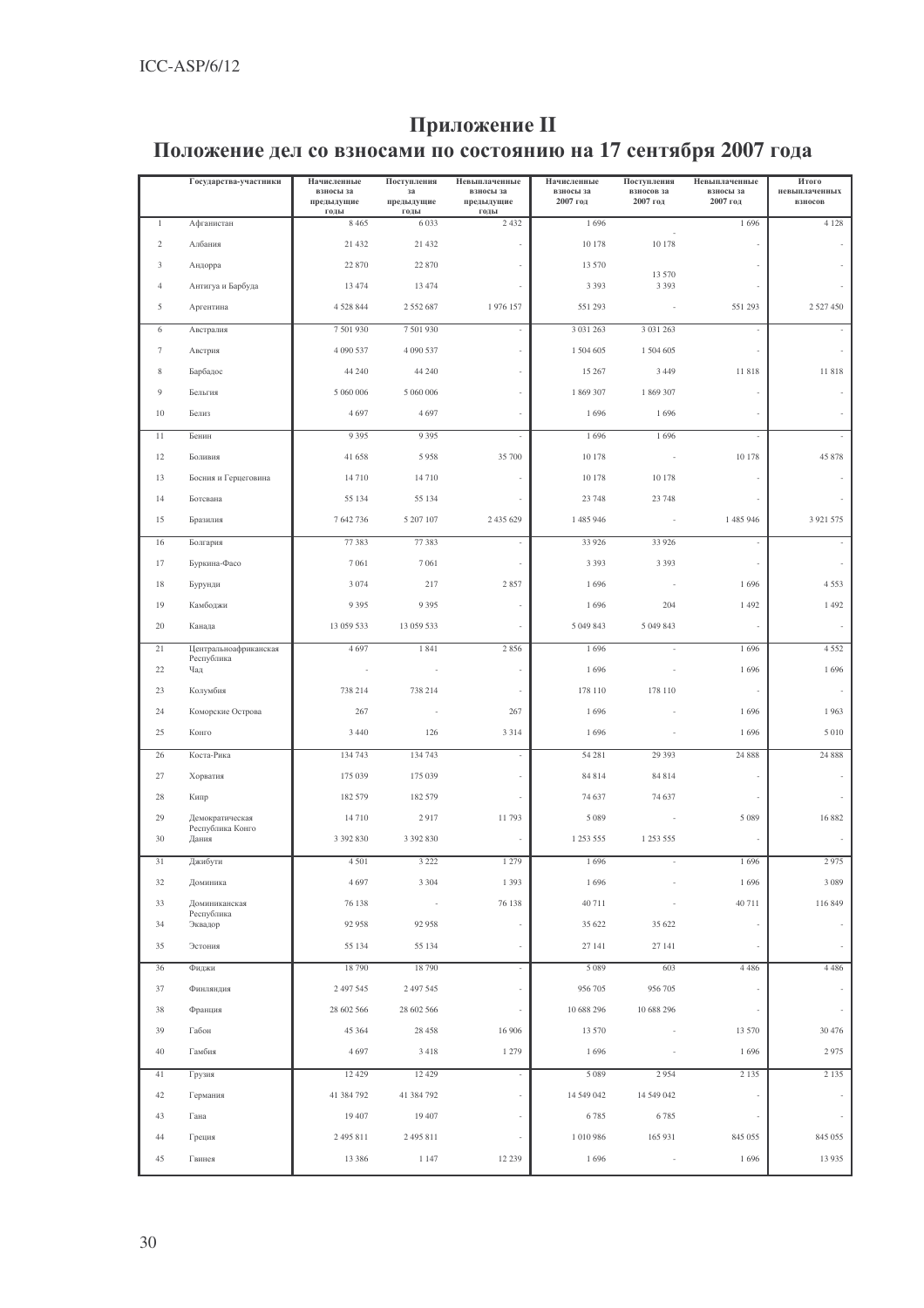# Приложение II

# Положение дел со взносами по состоянию на 17 сентября 2007 года

| | Государства-участники | Начисленные взносы за предыдущие годы | Поступления за предыдущие годы | Невыплаченные взносы за предыдущие годы | Начисленные взносы за 2007 год | Поступления взносов за 2007 год | Невыплаченные взносы за 2007 год | Итого невыплаченных взносов |
|---|---|---|---|---|---|---|---|---|
| 1 | Афганистан | 8 465 | 6 033 | 2 432 | 1 696 | - | 1 696 | 4 128 |
| 2 | Албания | 21 432 | 21 432 | - | 10 178 | 10 178 | - | - |
| 3 | Андорра | 22 870 | 22 870 | - | 13 570 | 13 570 | - | - |
| 4 | Антигуа и Барбуда | 13 474 | 13 474 | - | 3 393 | 3 393 | - | - |
| 5 | Аргентина | 4 528 844 | 2 552 687 | 1 976 157 | 551 293 | - | 551 293 | 2 527 450 |
| 6 | Австралия | 7 501 930 | 7 501 930 | - | 3 031 263 | 3 031 263 | - | - |
| 7 | Австрия | 4 090 537 | 4 090 537 | - | 1 504 605 | 1 504 605 | - | - |
| 8 | Барбадос | 44 240 | 44 240 | - | 15 267 | 3 449 | 11 818 | 11 818 |
| 9 | Бельгия | 5 060 006 | 5 060 006 | - | 1 869 307 | 1 869 307 | - | - |
| 10 | Белиз | 4 697 | 4 697 | - | 1 696 | 1 696 | - | - |
| 11 | Бенин | 9 395 | 9 395 | - | 1 696 | 1 696 | - | - |
| 12 | Боливия | 41 658 | 5 958 | 35 700 | 10 178 | - | 10 178 | 45 878 |
| 13 | Босния и Герцеговина | 14 710 | 14 710 | - | 10 178 | 10 178 | - | - |
| 14 | Ботсвана | 55 134 | 55 134 | - | 23 748 | 23 748 | - | - |
| 15 | Бразилия | 7 642 736 | 5 207 107 | 2 435 629 | 1 485 946 | - | 1 485 946 | 3 921 575 |
| 16 | Болгария | 77 383 | 77 383 | - | 33 926 | 33 926 | - | - |
| 17 | Буркина-Фасо | 7 061 | 7 061 | - | 3 393 | 3 393 | - | - |
| 18 | Бурунди | 3 074 | 217 | 2 857 | 1 696 | - | 1 696 | 4 553 |
| 19 | Камбоджи | 9 395 | 9 395 | - | 1 696 | 204 | 1 492 | 1 492 |
| 20 | Канада | 13 059 533 | 13 059 533 | - | 5 049 843 | 5 049 843 | - | - |
| 21 | Центральноафриканская Республика | 4 697 | 1 841 | 2 856 | 1 696 | - | 1 696 | 4 552 |
| 22 | Чад | - | - | - | 1 696 | - | 1 696 | 1 696 |
| 23 | Колумбия | 738 214 | 738 214 | - | 178 110 | 178 110 | - | - |
| 24 | Коморские Острова | 267 | - | 267 | 1 696 | - | 1 696 | 1 963 |
| 25 | Конго | 3 440 | 126 | 3 314 | 1 696 | - | 1 696 | 5 010 |
| 26 | Коста-Рика | 134 743 | 134 743 | - | 54 281 | 29 393 | 24 888 | 24 888 |
| 27 | Хорватия | 175 039 | 175 039 | - | 84 814 | 84 814 | - | - |
| 28 | Кипр | 182 579 | 182 579 | - | 74 637 | 74 637 | - | - |
| 29 | Демократическая Республика Конго | 14 710 | 2 917 | 11 793 | 5 089 | - | 5 089 | 16 882 |
| 30 | Дания | 3 392 830 | 3 392 830 | - | 1 253 555 | 1 253 555 | - | - |
| 31 | Джибути | 4 501 | 3 222 | 1 279 | 1 696 | - | 1 696 | 2 975 |
| 32 | Доминика | 4 697 | 3 304 | 1 393 | 1 696 | - | 1 696 | 3 089 |
| 33 | Доминиканская Республика | 76 138 | - | 76 138 | 40 711 | - | 40 711 | 116 849 |
| 34 | Эквадор | 92 958 | 92 958 | - | 35 622 | 35 622 | - | - |
| 35 | Эстония | 55 134 | 55 134 | - | 27 141 | 27 141 | - | - |
| 36 | Фиджи | 18 790 | 18 790 | - | 5 089 | 603 | 4 486 | 4 486 |
| 37 | Финляндия | 2 497 545 | 2 497 545 | - | 956 705 | 956 705 | - | - |
| 38 | Франция | 28 602 566 | 28 602 566 | - | 10 688 296 | 10 688 296 | - | - |
| 39 | Габон | 45 364 | 28 458 | 16 906 | 13 570 | - | 13 570 | 30 476 |
| 40 | Гамбия | 4 697 | 3 418 | 1 279 | 1 696 | - | 1 696 | 2 975 |
| 41 | Грузия | 12 429 | 12 429 | - | 5 089 | 2 954 | 2 135 | 2 135 |
| 42 | Германия | 41 384 792 | 41 384 792 | - | 14 549 042 | 14 549 042 | - | - |
| 43 | Гана | 19 407 | 19 407 | - | 6 785 | 6 785 | - | - |
| 44 | Греция | 2 495 811 | 2 495 811 | - | 1 010 986 | 165 931 | 845 055 | 845 055 |
| 45 | Гвинея | 13 386 | 1 147 | 12 239 | 1 696 | - | 1 696 | 13 935 |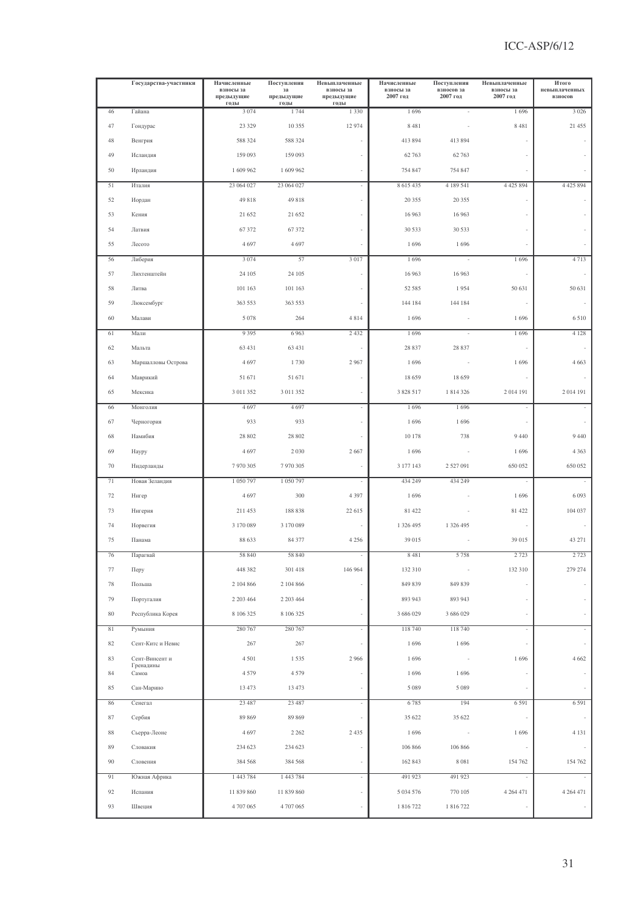| | Государства-участники | Начисленные взносы за предыдущие годы | Поступления за предыдущие годы | Невыплаченные взносы за предыдущие годы | Начисленные взносы за 2007 год | Поступления взносов за 2007 год | Невыплаченные взносы за 2007 год | Итого невыплаченных взносов |
|---|---|---|---|---|---|---|---|---|
| 46 | Гайана | 3 074 | 1 744 | 1 330 | 1 696 | - | 1 696 | 3 026 |
| 47 | Гондурас | 23 329 | 10 355 | 12 974 | 8 481 | - | 8 481 | 21 455 |
| 48 | Венгрия | 588 324 | 588 324 | - | 413 894 | 413 894 | - | - |
| 49 | Исландия | 159 093 | 159 093 | - | 62 763 | 62 763 | - | - |
| 50 | Ирландия | 1 609 962 | 1 609 962 | - | 754 847 | 754 847 | - | - |
| 51 | Италия | 23 064 027 | 23 064 027 | - | 8 615 435 | 4 189 541 | 4 425 894 | 4 425 894 |
| 52 | Иордан | 49 818 | 49 818 | - | 20 355 | 20 355 | - | - |
| 53 | Кения | 21 652 | 21 652 | - | 16 963 | 16 963 | - | - |
| 54 | Латвия | 67 372 | 67 372 | - | 30 533 | 30 533 | - | - |
| 55 | Лесото | 4 697 | 4 697 | - | 1 696 | 1 696 | - | - |
| 56 | Либерия | 3 074 | 57 | 3 017 | 1 696 | - | 1 696 | 4 713 |
| 57 | Лихтенштейн | 24 105 | 24 105 | - | 16 963 | 16 963 | - | - |
| 58 | Литва | 101 163 | 101 163 | - | 52 585 | 1 954 | 50 631 | 50 631 |
| 59 | Люксембург | 363 553 | 363 553 | - | 144 184 | 144 184 | - | - |
| 60 | Малави | 5 078 | 264 | 4 814 | 1 696 | - | 1 696 | 6 510 |
| 61 | Мали | 9 395 | 6 963 | 2 432 | 1 696 | - | 1 696 | 4 128 |
| 62 | Мальта | 63 431 | 63 431 | - | 28 837 | 28 837 | - | - |
| 63 | Маршалловы Острова | 4 697 | 1 730 | 2 967 | 1 696 | - | 1 696 | 4 663 |
| 64 | Маврикий | 51 671 | 51 671 | - | 18 659 | 18 659 | - | - |
| 65 | Мексика | 3 011 352 | 3 011 352 | - | 3 828 517 | 1 814 326 | 2 014 191 | 2 014 191 |
| 66 | Монголия | 4 697 | 4 697 | - | 1 696 | 1 696 | - | - |
| 67 | Черногория | 933 | 933 | - | 1 696 | 1 696 | - | - |
| 68 | Намибия | 28 802 | 28 802 | - | 10 178 | 738 | 9 440 | 9 440 |
| 69 | Науру | 4 697 | 2 030 | 2 667 | 1 696 | - | 1 696 | 4 363 |
| 70 | Нидерланды | 7 970 305 | 7 970 305 | - | 3 177 143 | 2 527 091 | 650 052 | 650 052 |
| 71 | Новая Зеландия | 1 050 797 | 1 050 797 | - | 434 249 | 434 249 | - | - |
| 72 | Нигер | 4 697 | 300 | 4 397 | 1 696 | - | 1 696 | 6 093 |
| 73 | Нигерия | 211 453 | 188 838 | 22 615 | 81 422 | - | 81 422 | 104 037 |
| 74 | Норвегия | 3 170 089 | 3 170 089 | - | 1 326 495 | 1 326 495 | - | - |
| 75 | Панама | 88 633 | 84 377 | 4 256 | 39 015 | - | 39 015 | 43 271 |
| 76 | Парагвай | 58 840 | 58 840 | - | 8 481 | 5 758 | 2 723 | 2 723 |
| 77 | Перу | 448 382 | 301 418 | 146 964 | 132 310 | - | 132 310 | 279 274 |
| 78 | Польша | 2 104 866 | 2 104 866 | - | 849 839 | 849 839 | - | - |
| 79 | Португалия | 2 203 464 | 2 203 464 | - | 893 943 | 893 943 | - | - |
| 80 | Республика Корея | 8 106 325 | 8 106 325 | - | 3 686 029 | 3 686 029 | - | - |
| 81 | Румыния | 280 767 | 280 767 | - | 118 740 | 118 740 | - | - |
| 82 | Сент-Китс и Невис | 267 | 267 | - | 1 696 | 1 696 | - | - |
| 83 | Сент-Винсент и Гренадины | 4 501 | 1 535 | 2 966 | 1 696 | - | 1 696 | 4 662 |
| 84 | Самоа | 4 579 | 4 579 | - | 1 696 | 1 696 | - | - |
| 85 | Сан-Марино | 13 473 | 13 473 | - | 5 089 | 5 089 | - | - |
| 86 | Сенегал | 23 487 | 23 487 | - | 6 785 | 194 | 6 591 | 6 591 |
| 87 | Сербия | 89 869 | 89 869 | - | 35 622 | 35 622 | - | - |
| 88 | Сьерра-Леоне | 4 697 | 2 262 | 2 435 | 1 696 | - | 1 696 | 4 131 |
| 89 | Словакия | 234 623 | 234 623 | - | 106 866 | 106 866 | - | - |
| 90 | Словения | 384 568 | 384 568 | - | 162 843 | 8 081 | 154 762 | 154 762 |
| 91 | Южная Африка | 1 443 784 | 1 443 784 | - | 491 923 | 491 923 | - | - |
| 92 | Испания | 11 839 860 | 11 839 860 | - | 5 034 576 | 770 105 | 4 264 471 | 4 264 471 |
| 93 | Швеция | 4 707 065 | 4 707 065 | - | 1 816 722 | 1 816 722 | - | - |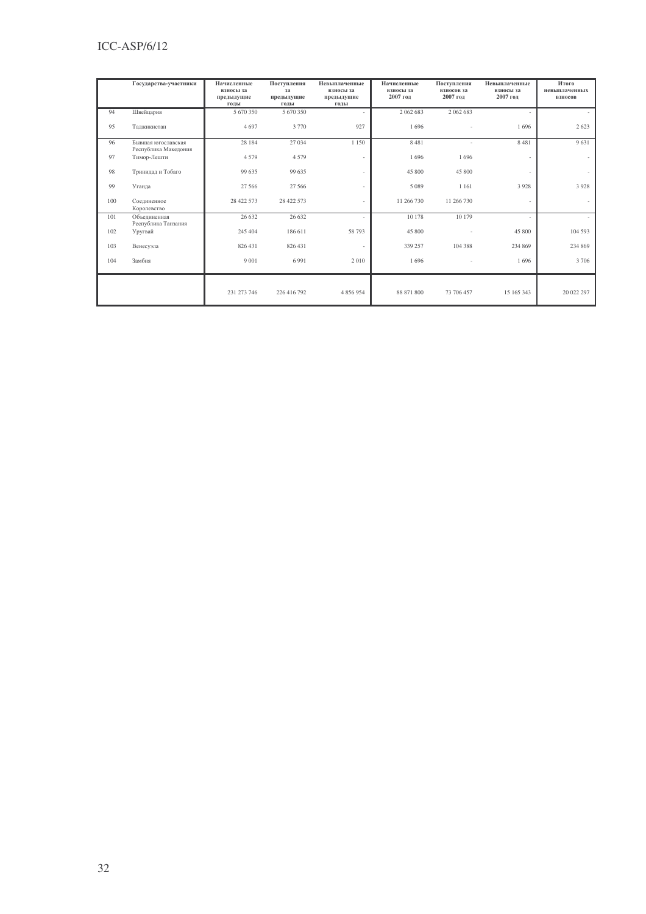| | Государства-участники | Начисленные взносы за предыдущие годы | Поступления за предыдущие годы | Невыплаченные взносы за предыдущие годы | Начисленные взносы за 2007 год | Поступления взносов за 2007 год | Невыплаченные взносы за 2007 год | Итого невыплаченных взносов |
|---|---|---|---|---|---|---|---|---|
| 94 | Швейцария | 5 670 350 | 5 670 350 | - | 2 062 683 | 2 062 683 | - | - |
| 95 | Таджикистан | 4 697 | 3 770 | 927 | 1 696 | - | 1 696 | 2 623 |
| 96 | Бывшая югославская Республика Македония | 28 184 | 27 034 | 1 150 | 8 481 | - | 8 481 | 9 631 |
| 97 | Тимор-Лешти | 4 579 | 4 579 | - | 1 696 | 1 696 | - | - |
| 98 | Тринидад и Тобаго | 99 635 | 99 635 | - | 45 800 | 45 800 | - | - |
| 99 | Уганда | 27 566 | 27 566 | - | 5 089 | 1 161 | 3 928 | 3 928 |
| 100 | Соединенное Королевство | 28 422 573 | 28 422 573 | - | 11 266 730 | 11 266 730 | - | - |
| 101 | Объединенная Республика Танзания | 26 632 | 26 632 | - | 10 178 | 10 179 | - | - |
| 102 | Уругвай | 245 404 | 186 611 | 58 793 | 45 800 | - | 45 800 | 104 593 |
| 103 | Венесуэла | 826 431 | 826 431 | - | 339 257 | 104 388 | 234 869 | 234 869 |
| 104 | Замбия | 9 001 | 6 991 | 2 010 | 1 696 | - | 1 696 | 3 706 |
| | | 231 273 746 | 226 416 792 | 4 856 954 | 88 871 800 | 73 706 457 | 15 165 343 | 20 022 297 |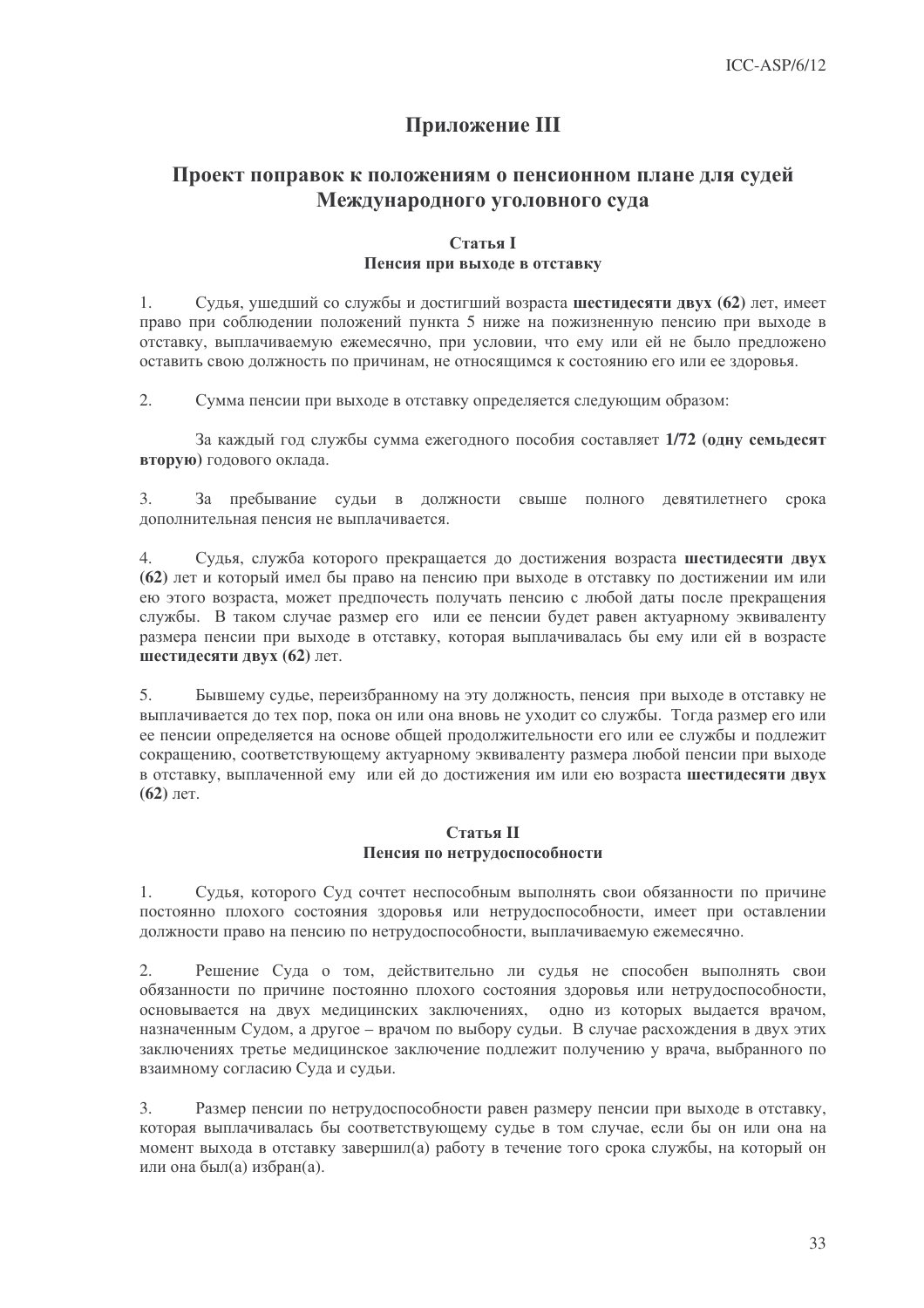# Приложение III

## Проект поправок к положениям о пенсионном плане для судей Международного уголовного суда

### Статья I
### Пенсия при выходе в отставку

1. Судья, ушедший со службы и достигший возраста **шестидесяти двух (62)** лет, имеет право при соблюдении положений пункта 5 ниже на пожизненную пенсию при выходе в отставку, выплачиваемую ежемесячно, при условии, что ему или ей не было предложено оставить свою должность по причинам, не относящимся к состоянию его или ее здоровья.

2. Сумма пенсии при выходе в отставку определяется следующим образом:

   За каждый год службы сумма ежегодного пособия составляет **1/72 (одну семьдесят вторую)** годового оклада.

3. За пребывание судьи в должности свыше полного девятилетнего срока дополнительная пенсия не выплачивается.

4. Судья, служба которого прекращается до достижения возраста **шестидесяти двух (62)** лет и который имел бы право на пенсию при выходе в отставку по достижении им или ею этого возраста, может предпочесть получать пенсию с любой даты после прекращения службы. В таком случае размер его или ее пенсии будет равен актуарному эквиваленту размера пенсии при выходе в отставку, которая выплачивалась бы ему или ей в возрасте **шестидесяти двух (62)** лет.

5. Бывшему судье, переизбранному на эту должность, пенсия при выходе в отставку не выплачивается до тех пор, пока он или она вновь не уходит со службы. Тогда размер его или ее пенсии определяется на основе общей продолжительности его или ее службы и подлежит сокращению, соответствующему актуарному эквиваленту размера любой пенсии при выходе в отставку, выплаченной ему или ей до достижения им или ею возраста **шестидесяти двух (62)** лет.

### Статья II
### Пенсия по нетрудоспособности

1. Судья, которого Суд сочтет неспособным выполнять свои обязанности по причине постоянно плохого состояния здоровья или нетрудоспособности, имеет при оставлении должности право на пенсию по нетрудоспособности, выплачиваемую ежемесячно.

2. Решение Суда о том, действительно ли судья не способен выполнять свои обязанности по причине постоянно плохого состояния здоровья или нетрудоспособности, основывается на двух медицинских заключениях, одно из которых выдается врачом, назначенным Судом, а другое – врачом по выбору судьи. В случае расхождения в двух этих заключениях третье медицинское заключение подлежит получению у врача, выбранного по взаимному согласию Суда и судьи.

3. Размер пенсии по нетрудоспособности равен размеру пенсии при выходе в отставку, которая выплачивалась бы соответствующему судье в том случае, если бы он или она на момент выхода в отставку завершил(а) работу в течение того срока службы, на который он или она был(а) избран(а).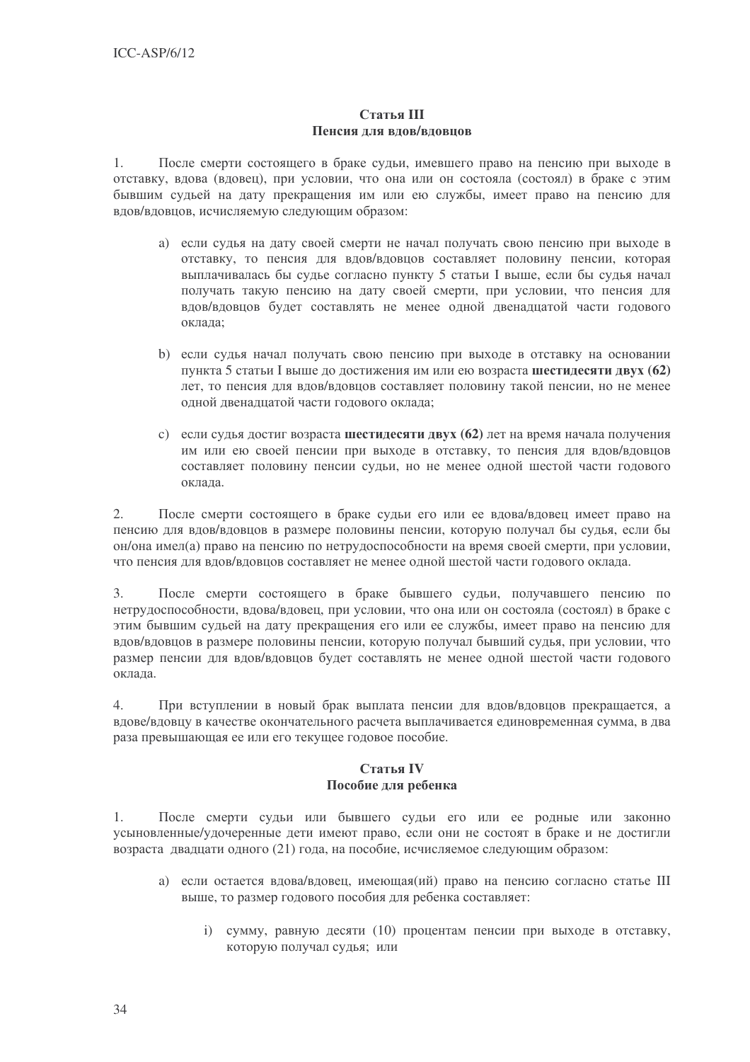## Статья III
## Пенсия для вдов/вдовцов

1. После смерти состоящего в браке судьи, имевшего право на пенсию при выходе в отставку, вдова (вдовец), при условии, что она или он состояла (состоял) в браке с этим бывшим судьей на дату прекращения им или ею службы, имеет право на пенсию для вдов/вдовцов, исчисляемую следующим образом:

   a) если судья на дату своей смерти не начал получать свою пенсию при выходе в отставку, то пенсия для вдов/вдовцов составляет половину пенсии, которая выплачивалась бы судье согласно пункту 5 статьи I выше, если бы судья начал получать такую пенсию на дату своей смерти, при условии, что пенсия для вдов/вдовцов будет составлять не менее одной двенадцатой части годового оклада;

   b) если судья начал получать свою пенсию при выходе в отставку на основании пункта 5 статьи I выше до достижения им или ею возраста **шестидесяти двух (62)** лет, то пенсия для вдов/вдовцов составляет половину такой пенсии, но не менее одной двенадцатой части годового оклада;

   c) если судья достиг возраста **шестидесяти двух (62)** лет на время начала получения им или ею своей пенсии при выходе в отставку, то пенсия для вдов/вдовцов составляет половину пенсии судьи, но не менее одной шестой части годового оклада.

2. После смерти состоящего в браке судьи его или ее вдова/вдовец имеет право на пенсию для вдов/вдовцов в размере половины пенсии, которую получал бы судья, если бы он/она имел(а) право на пенсию по нетрудоспособности на время своей смерти, при условии, что пенсия для вдов/вдовцов составляет не менее одной шестой части годового оклада.

3. После смерти состоящего в браке бывшего судьи, получавшего пенсию по нетрудоспособности, вдова/вдовец, при условии, что она или он состояла (состоял) в браке с этим бывшим судьей на дату прекращения его или ее службы, имеет право на пенсию для вдов/вдовцов в размере половины пенсии, которую получал бывший судья, при условии, что размер пенсии для вдов/вдовцов будет составлять не менее одной шестой части годового оклада.

4. При вступлении в новый брак выплата пенсии для вдов/вдовцов прекращается, а вдове/вдовцу в качестве окончательного расчета выплачивается единовременная сумма, в два раза превышающая ее или его текущее годовое пособие.

## Статья IV
## Пособие для ребенка

1. После смерти судьи или бывшего судьи его или ее родные или законно усыновленные/удочеренные дети имеют право, если они не состоят в браке и не достигли возраста двадцати одного (21) года, на пособие, исчисляемое следующим образом:

   a) если остается вдова/вдовец, имеющая(ий) право на пенсию согласно статье III выше, то размер годового пособия для ребенка составляет:

      i) сумму, равную десяти (10) процентам пенсии при выходе в отставку, которую получал судья; или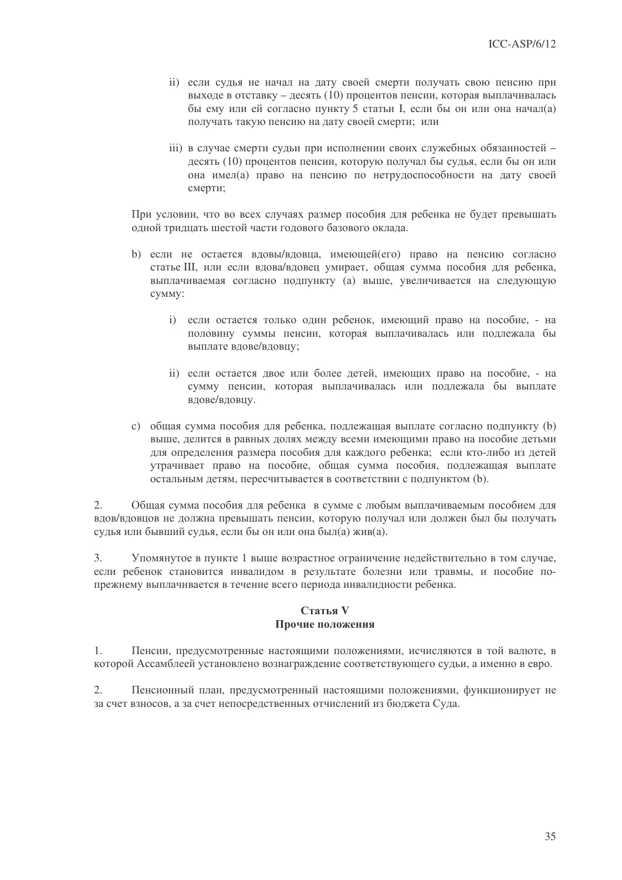ii) если судья не начал на дату своей смерти получать свою пенсию при выходе в отставку – десять (10) процентов пенсии, которая выплачивалась бы ему или ей согласно пункту 5 статьи I, если бы он или она начал(а) получать такую пенсию на дату своей смерти; или

iii) в случае смерти судьи при исполнении своих служебных обязанностей – десять (10) процентов пенсии, которую получал бы судья, если бы он или она имел(а) право на пенсию по нетрудоспособности на дату своей смерти;

При условии, что во всех случаях размер пособия для ребенка не будет превышать одной тридцать шестой части годового базового оклада.

b) если не остается вдовы/вдовца, имеющей(его) право на пенсию согласно статье III, или если вдова/вдовец умирает, общая сумма пособия для ребенка, выплачиваемая согласно подпункту (a) выше, увеличивается на следующую сумму:

   i) если остается только один ребенок, имеющий право на пособие, - на половину суммы пенсии, которая выплачивалась или подлежала бы выплате вдове/вдовцу;

   ii) если остается двое или более детей, имеющих право на пособие, - на сумму пенсии, которая выплачивалась или подлежала бы выплате вдове/вдовцу.

c) общая сумма пособия для ребенка, подлежащая выплате согласно подпункту (b) выше, делится в равных долях между всеми имеющими право на пособие детьми для определения размера пособия для каждого ребенка; если кто-либо из детей утрачивает право на пособие, общая сумма пособия, подлежащая выплате остальным детям, пересчитывается в соответствии с подпунктом (b).

2. Общая сумма пособия для ребенка в сумме с любым выплачиваемым пособием для вдов/вдовцов не должна превышать пенсии, которую получал или должен был бы получать судья или бывший судья, если бы он или она был(а) жив(а).

3. Упомянутое в пункте 1 выше возрастное ограничение недействительно в том случае, если ребенок становится инвалидом в результате болезни или травмы, и пособие по-прежнему выплачивается в течение всего периода инвалидности ребенка.

## Статья V
## Прочие положения

1. Пенсии, предусмотренные настоящими положениями, исчисляются в той валюте, в которой Ассамблеей установлено вознаграждение соответствующего судьи, а именно в евро.

2. Пенсионный план, предусмотренный настоящими положениями, функционирует не за счет взносов, а за счет непосредственных отчислений из бюджета Суда.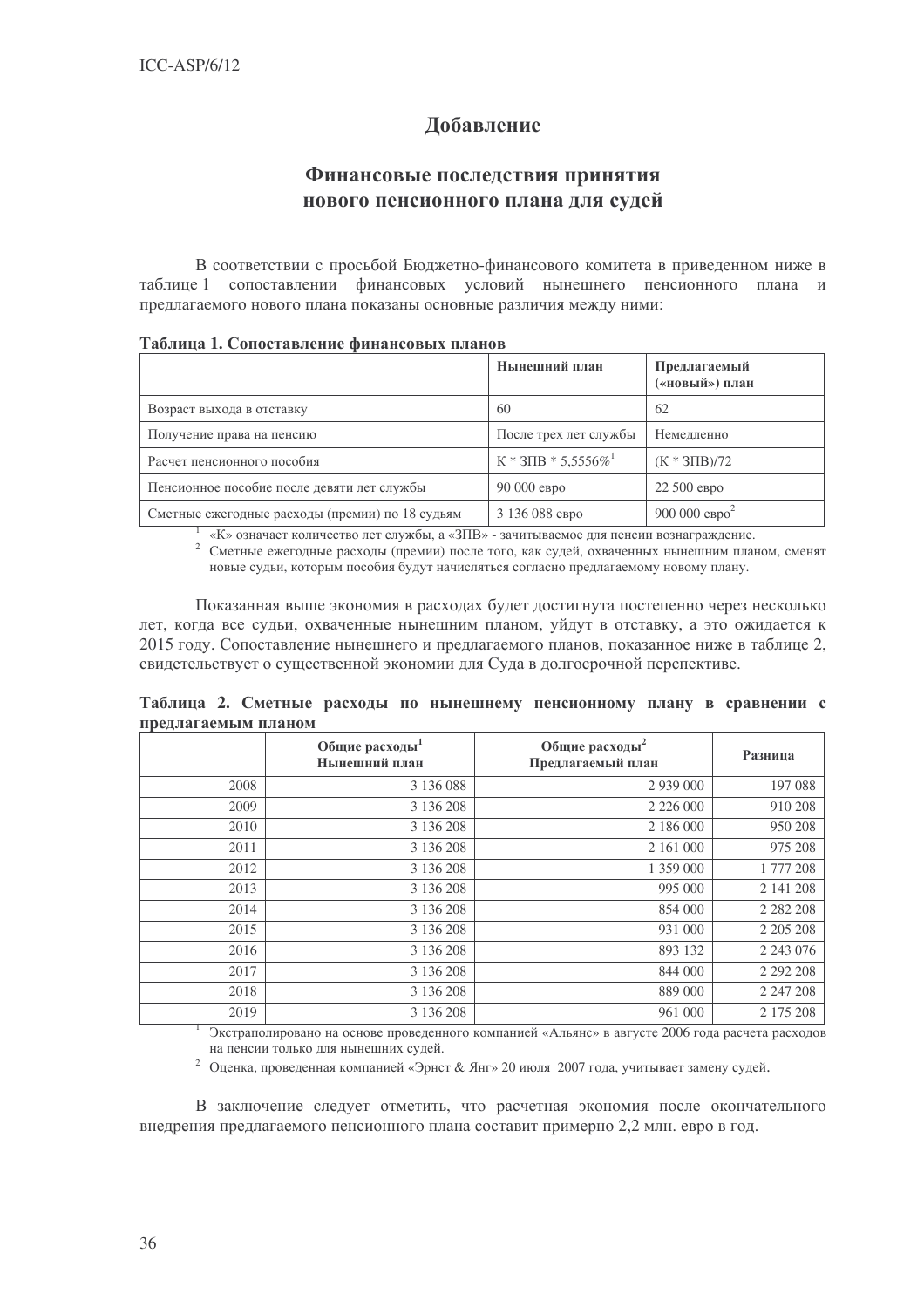# Добавление

## Финансовые последствия принятия нового пенсионного плана для судей

В соответствии с просьбой Бюджетно-финансового комитета в приведенном ниже в таблице 1 сопоставлении финансовых условий нынешнего пенсионного плана и предлагаемого нового плана показаны основные различия между ними:

**Таблица 1. Сопоставление финансовых планов**

| | Нынешний план | Предлагаемый («новый») план |
|---|---|---|
| Возраст выхода в отставку | 60 | 62 |
| Получение права на пенсию | После трех лет службы | Немедленно |
| Расчет пенсионного пособия | К * ЗПВ * 5,5556%[1] | (К * ЗПВ)/72 |
| Пенсионное пособие после девяти лет службы | 90 000 евро | 22 500 евро |
| Сметные ежегодные расходы (премии) по 18 судьям | 3 136 088 евро | 900 000 евро[2] |

[1] «К» означает количество лет службы, а «ЗПВ» - зачитываемое для пенсии вознаграждение.

[2] Сметные ежегодные расходы (премии) после того, как судей, охваченных нынешним планом, сменят новые судьи, которым пособия будут начисляться согласно предлагаемому новому плану.

Показанная выше экономия в расходах будет достигнута постепенно через несколько лет, когда все судьи, охваченные нынешним планом, уйдут в отставку, а это ожидается к 2015 году. Сопоставление нынешнего и предлагаемого планов, показанное ниже в таблице 2, свидетельствует о существенной экономии для Суда в долгосрочной перспективе.

**Таблица 2. Сметные расходы по нынешнему пенсионному плану в сравнении с предлагаемым планом**

| | Общие расходы[1] Нынешний план | Общие расходы[2] Предлагаемый план | Разница |
|---|---|---|---|
| 2008 | 3 136 088 | 2 939 000 | 197 088 |
| 2009 | 3 136 208 | 2 226 000 | 910 208 |
| 2010 | 3 136 208 | 2 186 000 | 950 208 |
| 2011 | 3 136 208 | 2 161 000 | 975 208 |
| 2012 | 3 136 208 | 1 359 000 | 1 777 208 |
| 2013 | 3 136 208 | 995 000 | 2 141 208 |
| 2014 | 3 136 208 | 854 000 | 2 282 208 |
| 2015 | 3 136 208 | 931 000 | 2 205 208 |
| 2016 | 3 136 208 | 893 132 | 2 243 076 |
| 2017 | 3 136 208 | 844 000 | 2 292 208 |
| 2018 | 3 136 208 | 889 000 | 2 247 208 |
| 2019 | 3 136 208 | 961 000 | 2 175 208 |

[1] Экстраполировано на основе проведенного компанией «Альянс» в августе 2006 года расчета расходов на пенсии только для нынешних судей.

[2] Оценка, проведенная компанией «Эрнст & Янг» 20 июля 2007 года, учитывает замену судей.

В заключение следует отметить, что расчетная экономия после окончательного внедрения предлагаемого пенсионного плана составит примерно 2,2 млн. евро в год.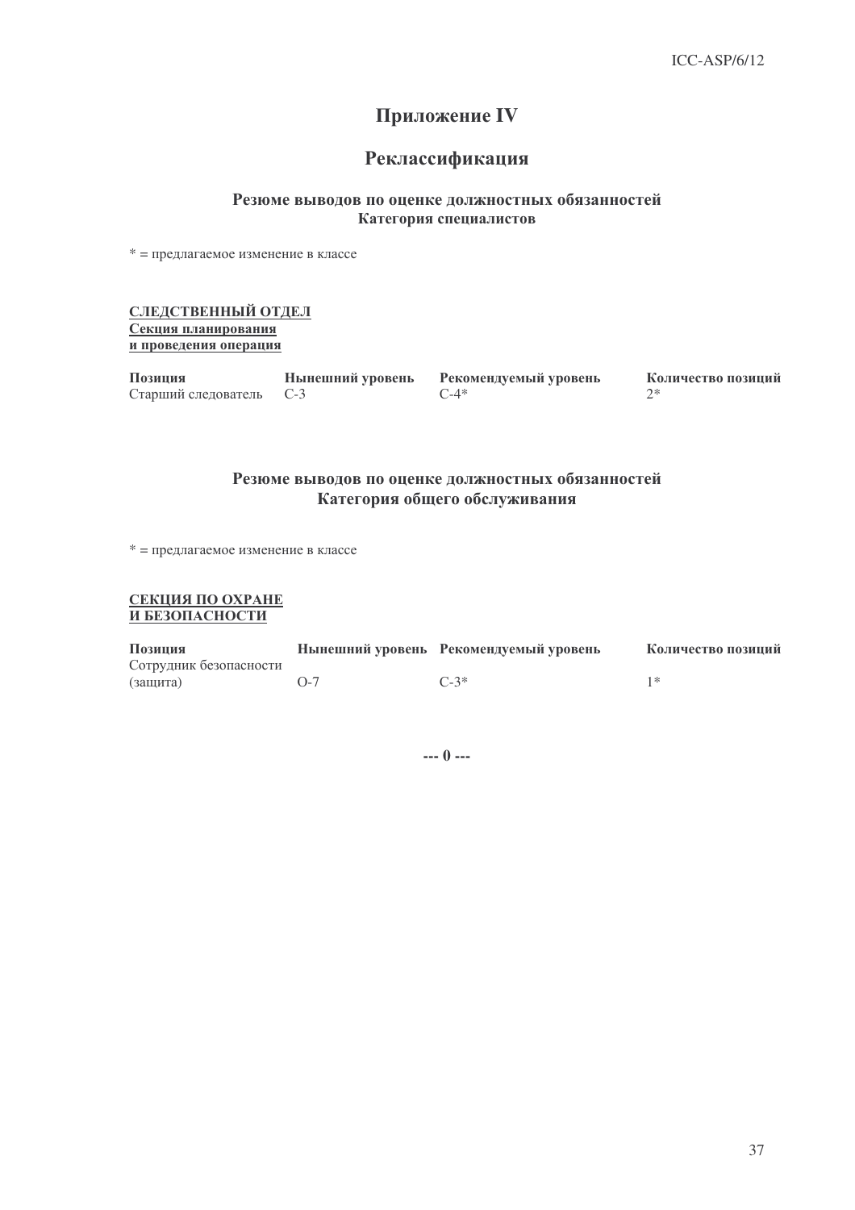# Приложение IV

## Реклассификация

### Резюме выводов по оценке должностных обязанностей
**Категория специалистов**

* = предлагаемое изменение в классе

**СЛЕДСТВЕННЫЙ ОТДЕЛ**
**Секция планирования и проведения операция**

| Позиция | Нынешний уровень | Рекомендуемый уровень | Количество позиций |
|---|---|---|---|
| Старший следователь | С-3 | С-4* | 2* |

### Резюме выводов по оценке должностных обязанностей
**Категория общего обслуживания**

* = предлагаемое изменение в классе

**СЕКЦИЯ ПО ОХРАНЕ И БЕЗОПАСНОСТИ**

| Позиция | Нынешний уровень | Рекомендуемый уровень | Количество позиций |
|---|---|---|---|
| Сотрудник безопасности (защита) | О-7 | С-3* | 1* |

--- 0 ---